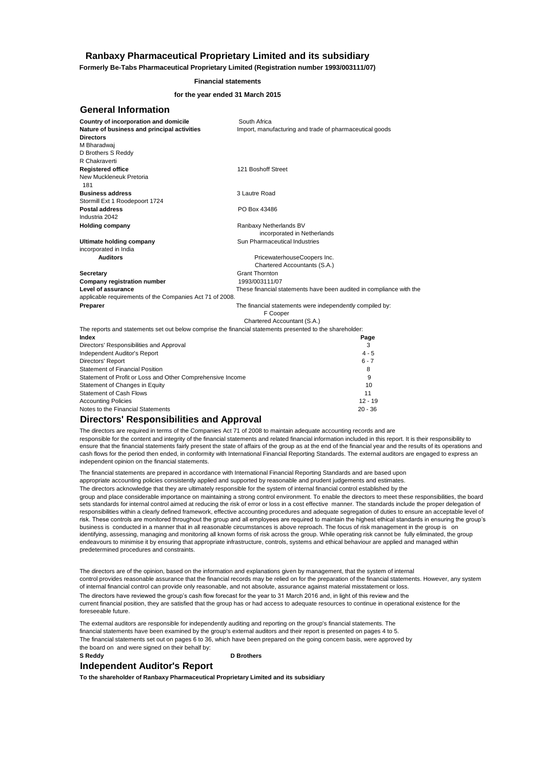# Ranbaxy Pharmaceutical Proprietary Limited and its subsidiary

**Formerly Be-Tabs Pharmaceutical Proprietary Limited (Registration number 1993/003111/07)**

**Financial statements**

**for the year ended 31 March 2015**

## General Information

| | |
|---|---|
| **Country of incorporation and domicile** | South Africa |
| **Nature of business and principal activities** | Import, manufacturing and trade of pharmaceutical goods |
| **Directors** | M Bharadwaj<br>D Brothers S Reddy<br>R Chakraverti |
| **Registered office** | 121 Boshoff Street<br>New Muckleneuk Pretoria<br>181 |
| **Business address** | 3 Lautre Road<br>Stormill Ext 1 Roodepoort 1724 |
| **Postal address** | PO Box 43486<br>Industria 2042 |
| **Holding company** | Ranbaxy Netherlands BV<br>incorporated in Netherlands |
| **Ultimate holding company** | Sun Pharmaceutical Industries<br>incorporated in India |
| **Auditors** | PricewaterhouseCoopers Inc.<br>Chartered Accountants (S.A.) |
| **Secretary** | Grant Thornton |
| **Company registration number** | 1993/003111/07 |
| **Level of assurance** | These financial statements have been audited in compliance with the applicable requirements of the Companies Act 71 of 2008. |
| **Preparer** | The financial statements were independently compiled by:<br>F Cooper<br>Chartered Accountant (S.A.) |

The reports and statements set out below comprise the financial statements presented to the shareholder:

| Index | Page |
|---|---|
| Directors' Responsibilities and Approval | 3 |
| Independent Auditor's Report | 4 - 5 |
| Directors' Report | 6 - 7 |
| Statement of Financial Position | 8 |
| Statement of Profit or Loss and Other Comprehensive Income | 9 |
| Statement of Changes in Equity | 10 |
| Statement of Cash Flows | 11 |
| Accounting Policies | 12 - 19 |
| Notes to the Financial Statements | 20 - 36 |

## Directors' Responsibilities and Approval

The directors are required in terms of the Companies Act 71 of 2008 to maintain adequate accounting records and are responsible for the content and integrity of the financial statements and related financial information included in this report. It is their responsibility to ensure that the financial statements fairly present the state of affairs of the group as at the end of the financial year and the results of its operations and cash flows for the period then ended, in conformity with International Financial Reporting Standards. The external auditors are engaged to express an independent opinion on the financial statements.

The financial statements are prepared in accordance with International Financial Reporting Standards and are based upon appropriate accounting policies consistently applied and supported by reasonable and prudent judgements and estimates.

The directors acknowledge that they are ultimately responsible for the system of internal financial control established by the group and place considerable importance on maintaining a strong control environment. To enable the directors to meet these responsibilities, the board sets standards for internal control aimed at reducing the risk of error or loss in a cost effective manner. The standards include the proper delegation of responsibilities within a clearly defined framework, effective accounting procedures and adequate segregation of duties to ensure an acceptable level of risk. These controls are monitored throughout the group and all employees are required to maintain the highest ethical standards in ensuring the group's business is conducted in a manner that in all reasonable circumstances is above reproach. The focus of risk management in the group is on identifying, assessing, managing and monitoring all known forms of risk across the group. While operating risk cannot be fully eliminated, the group endeavours to minimise it by ensuring that appropriate infrastructure, controls, systems and ethical behaviour are applied and managed within predetermined procedures and constraints.

The directors are of the opinion, based on the information and explanations given by management, that the system of internal control provides reasonable assurance that the financial records may be relied on for the preparation of the financial statements. However, any system of internal financial control can provide only reasonable, and not absolute, assurance against material misstatement or loss.

The directors have reviewed the group's cash flow forecast for the year to 31 March 2016 and, in light of this review and the current financial position, they are satisfied that the group has or had access to adequate resources to continue in operational existence for the foreseeable future.

The external auditors are responsible for independently auditing and reporting on the group's financial statements. The financial statements have been examined by the group's external auditors and their report is presented on pages 4 to 5.

The financial statements set out on pages 6 to 36, which have been prepared on the going concern basis, were approved by the board on and were signed on their behalf by:

**S Reddy** **D Brothers**

## Independent Auditor's Report

**To the shareholder of Ranbaxy Pharmaceutical Proprietary Limited and its subsidiary**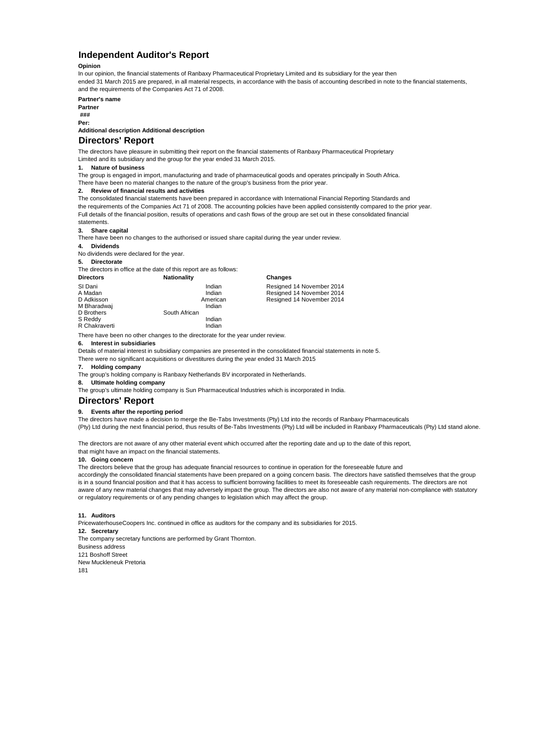# Independent Auditor's Report

**Opinion**

In our opinion, the financial statements of Ranbaxy Pharmaceutical Proprietary Limited and its subsidiary for the year then ended 31 March 2015 are prepared, in all material respects, in accordance with the basis of accounting described in note to the financial statements, and the requirements of the Companies Act 71 of 2008.

**Partner's name**

**Partner**

**###**

**Per:**

**Additional description Additional description**

# Directors' Report

The directors have pleasure in submitting their report on the financial statements of Ranbaxy Pharmaceutical Proprietary Limited and its subsidiary and the group for the year ended 31 March 2015.

**1. Nature of business**

The group is engaged in import, manufacturing and trade of pharmaceutical goods and operates principally in South Africa.
There have been no material changes to the nature of the group's business from the prior year.

**2. Review of financial results and activities**

The consolidated financial statements have been prepared in accordance with International Financial Reporting Standards and the requirements of the Companies Act 71 of 2008. The accounting policies have been applied consistently compared to the prior year. Full details of the financial position, results of operations and cash flows of the group are set out in these consolidated financial statements.

**3. Share capital**

There have been no changes to the authorised or issued share capital during the year under review.

**4. Dividends**

No dividends were declared for the year.

**5. Directorate**

The directors in office at the date of this report are as follows:

| Directors | Nationality | Changes |
|---|---|---|
| SI Dani | Indian | Resigned 14 November 2014 |
| A Madan | Indian | Resigned 14 November 2014 |
| D Adkisson | American | Resigned 14 November 2014 |
| M Bharadwaj | Indian | |
| D Brothers | South African | |
| S Reddy | Indian | |
| R Chakraverti | Indian | |

There have been no other changes to the directorate for the year under review.

**6. Interest in subsidiaries**

Details of material interest in subsidiary companies are presented in the consolidated financial statements in note 5.
There were no significant acquisitions or divestitures during the year ended 31 March 2015

**7. Holding company**

The group's holding company is Ranbaxy Netherlands BV incorporated in Netherlands.

**8. Ultimate holding company**

The group's ultimate holding company is Sun Pharmaceutical Industries which is incorporated in India.

# Directors' Report

**9. Events after the reporting period**

The directors have made a decision to merge the Be-Tabs Investments (Pty) Ltd into the records of Ranbaxy Pharmaceuticals (Pty) Ltd during the next financial period, thus results of Be-Tabs Investments (Pty) Ltd will be included in Ranbaxy Pharmaceuticals (Pty) Ltd stand alone.

The directors are not aware of any other material event which occurred after the reporting date and up to the date of this report, that might have an impact on the financial statements.

**10. Going concern**

The directors believe that the group has adequate financial resources to continue in operation for the foreseeable future and accordingly the consolidated financial statements have been prepared on a going concern basis. The directors have satisfied themselves that the group is in a sound financial position and that it has access to sufficient borrowing facilities to meet its foreseeable cash requirements. The directors are not aware of any new material changes that may adversely impact the group. The directors are also not aware of any material non-compliance with statutory or regulatory requirements or of any pending changes to legislation which may affect the group.

**11. Auditors**

PricewaterhouseCoopers Inc. continued in office as auditors for the company and its subsidiaries for 2015.

**12. Secretary**

The company secretary functions are performed by Grant Thornton.

Business address
121 Boshoff Street
New Muckleneuk Pretoria
181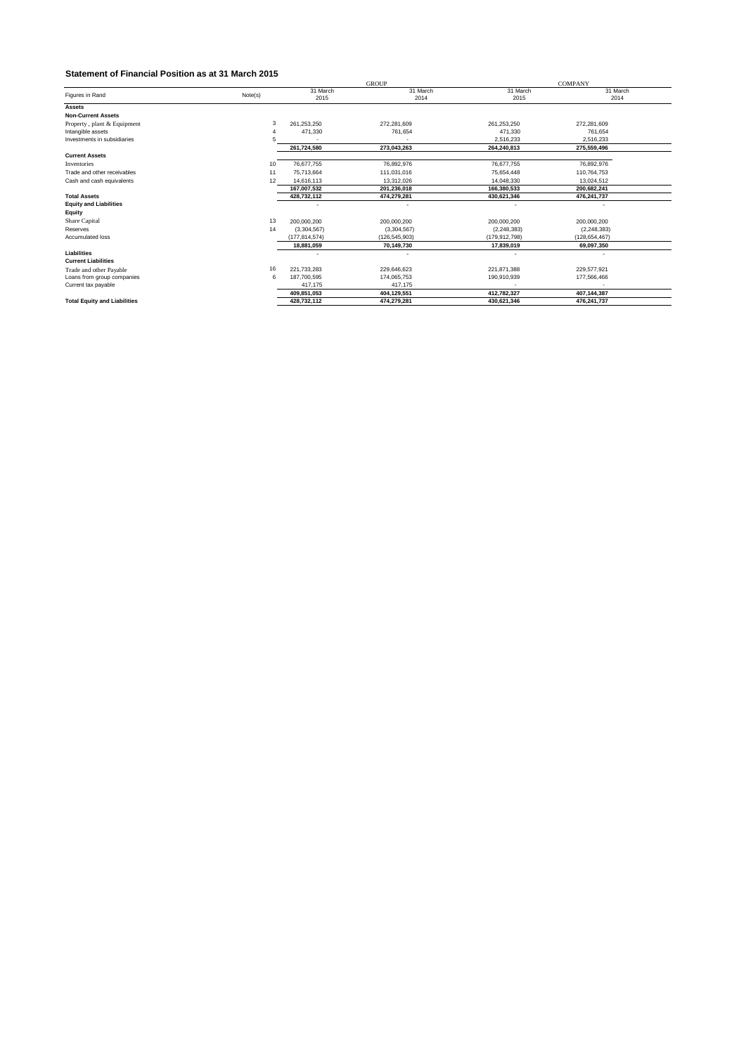## Statement of Financial Position as at 31 March 2015

| Figures in Rand | Note(s) | GROUP 31 March 2015 | GROUP 31 March 2014 | COMPANY 31 March 2015 | COMPANY 31 March 2014 |
|---|---|---|---|---|---|
| **Assets** | | | | | |
| **Non-Current Assets** | | | | | |
| Property , plant & Equipment | 3 | 261,253,250 | 272,281,609 | 261,253,250 | 272,281,609 |
| Intangible assets | 4 | 471,330 | 761,654 | 471,330 | 761,654 |
| Investments in subsidiaries | 5 | - | - | 2,516,233 | 2,516,233 |
| | | **261,724,580** | **273,043,263** | **264,240,813** | **275,559,496** |
| **Current Assets** | | | | | |
| Inventories | 10 | 76,677,755 | 76,892,976 | 76,677,755 | 76,892,976 |
| Trade and other receivables | 11 | 75,713,664 | 111,031,016 | 75,654,448 | 110,764,753 |
| Cash and cash equivalents | 12 | 14,616,113 | 13,312,026 | 14,048,330 | 13,024,512 |
| | | **167,007,532** | **201,236,018** | **166,380,533** | **200,682,241** |
| **Total Assets** | | **428,732,112** | **474,279,281** | **430,621,346** | **476,241,737** |
| **Equity and Liabilities** | | - | - | - | - |
| **Equity** | | | | | |
| Share Capital | 13 | 200,000,200 | 200,000,200 | 200,000,200 | 200,000,200 |
| Reserves | 14 | (3,304,567) | (3,304,567) | (2,248,383) | (2,248,383) |
| Accumulated loss | | (177,814,574) | (126,545,903) | (179,912,798) | (128,654,467) |
| | | **18,881,059** | **70,149,730** | **17,839,019** | **69,097,350** |
| **Liabilities** | | - | - | - | - |
| **Current Liabilities** | | | | | |
| Trade and other Payable | 16 | 221,733,283 | 229,646,623 | 221,871,388 | 229,577,921 |
| Loans from group companies | 6 | 187,700,595 | 174,065,753 | 190,910,939 | 177,566,466 |
| Current tax payable | | 417,175 | 417,175 | - | - |
| | | **409,851,053** | **404,129,551** | **412,782,327** | **407,144,387** |
| **Total Equity and Liabilities** | | **428,732,112** | **474,279,281** | **430,621,346** | **476,241,737** |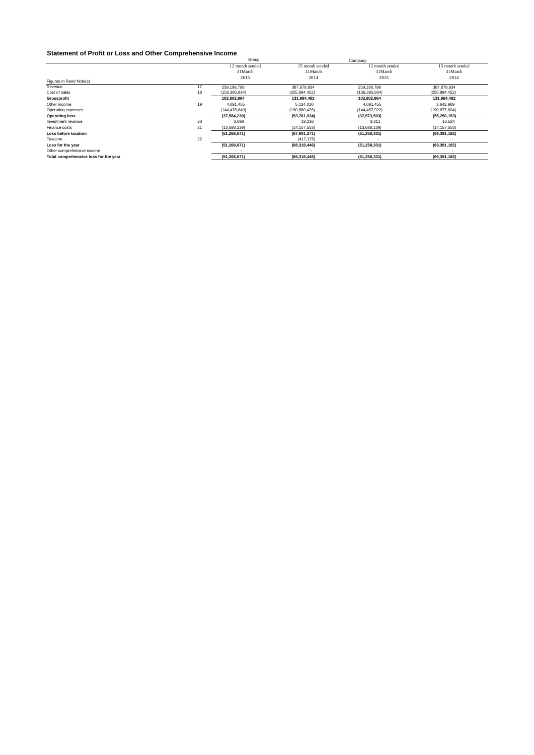## Statement of Profit or Loss and Other Comprehensive Income

| | | Group | | Company | |
|---|---|---|---|---|---|
| | | 12 month sended 31March 2015 | 15 month sended 31March 2014 | 12 month sended 31March 2015 | 15 month sended 31March 2014 |
| Figures in Rand | Note(s) | | | | |
| Revenue | 17 | 259,198,798 | 387,878,934 | 259,198,798 | 387,878,934 |
| Cost of sales | 18 | (156,395,834) | (255,894,452) | (156,395,834) | (255,894,452) |
| **Grossprofit** | | **102,802,964** | **131,984,482** | **102,802,964** | **131,984,482** |
| Other income | 19 | 4,091,455 | 5,134,010 | 4,091,455 | 3,642,969 |
| Operating expenses | | (144,478,649) | (190,880,426) | (144,467,922) | (190,877,604) |
| **Operating loss** | | **(37,584,230)** | **(53,761,934)** | **(37,573,503)** | **(55,250,153)** |
| Investment revenue | 20 | 3,698 | 18,216 | 3,311 | 16,524 |
| Finance costs | 21 | (13,688,139) | (14,157,553) | (13,688,139) | (14,157,553) |
| **Loss before taxation** | | **(51,268,671)** | **(67,901,271)** | **(51,258,331)** | **(69,391,182)** |
| Taxation | 22 | - | (417,175) | - | - |
| **Loss for the year** | | **(51,268,671)** | **(68,318,446)** | **(51,258,331)** | **(69,391,182)** |
| Other comprehensive income | | - | - | - | - |
| **Total comprehensive loss for the year** | | **(51,268,671)** | **(68,318,446)** | **(51,258,331)** | **(69,391,182)** |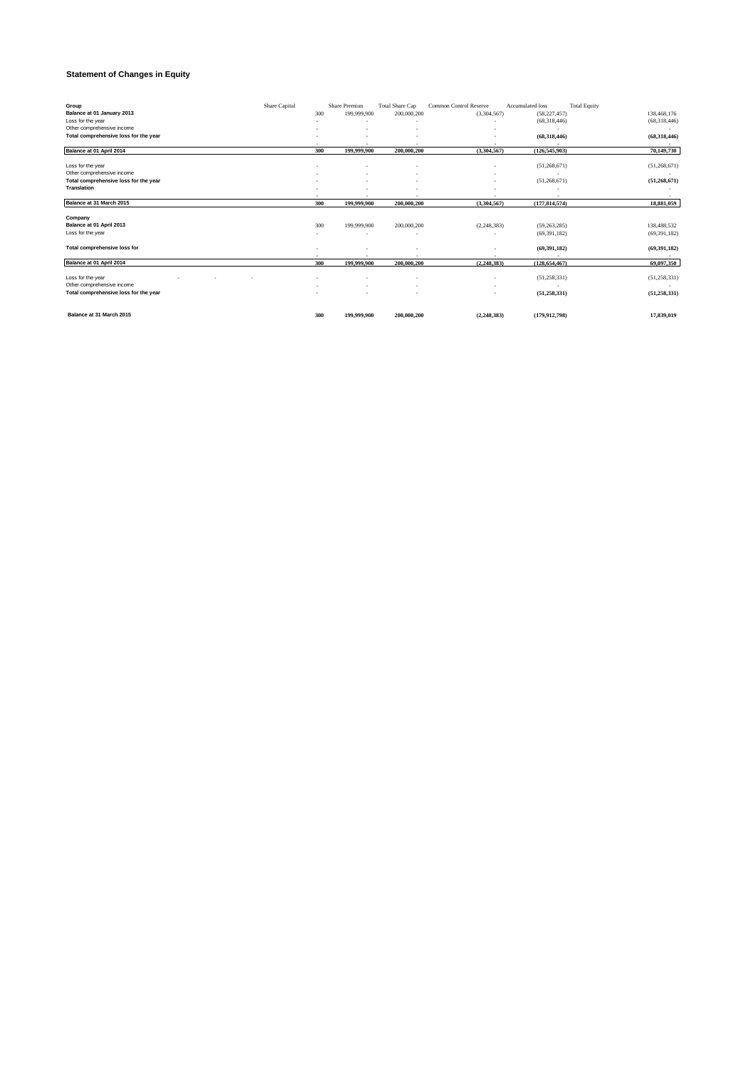# Statement of Changes in Equity

| Group | Share Capital | Share Premiun | Total Share Cap | Common Control Reserve | Accumulated loss | Total Equity |
|---|---|---|---|---|---|---|
| **Balance at 01 January 2013** | 300 | 199,999,900 | 200,000,200 | (3,304,567) | (58,227,457) | 138,468,176 |
| Loss for the year | - | - | - | - | (68,318,446) | (68,318,446) |
| Other comprehensive income | - | - | - | - | - | - |
| **Total comprehensive loss for the year** | - | - | - | - | **(68,318,446)** | **(68,318,446)** |
| | - | - | - | - | - | - |
| **Balance at 01 April 2014** | **300** | **199,999,900** | **200,000,200** | **(3,304,567)** | **(126,545,903)** | **70,149,730** |
| Loss for the year | - | - | - | - | (51,268,671) | (51,268,671) |
| Other comprehensive income | - | - | - | - | - | - |
| **Total comprehensive loss for the year** | - | - | - | - | (51,268,671) | **(51,268,671)** |
| **Translation** | - | - | - | - | - | - |
| | - | - | - | - | - | - |
| **Balance at 31 March 2015** | **300** | **199,999,900** | **200,000,200** | **(3,304,567)** | **(177,814,574)** | **18,881,059** |
| **Company** | | | | | | |
| **Balance at 01 April 2013** | 300 | 199,999,900 | 200,000,200 | (2,248,383) | (59,263,285) | 138,488,532 |
| Loss for the year | - | - | - | - | (69,391,182) | (69,391,182) |
| **Total comprehensive loss for** | - | - | - | - | **(69,391,182)** | **(69,391,182)** |
| | - | - | - | - | - | - |
| **Balance at 01 April 2014** | **300** | **199,999,900** | **200,000,200** | **(2,248,383)** | **(128,654,467)** | **69,097,350** |
| Loss for the year - - - | - | - | - | - | (51,258,331) | (51,258,331) |
| Other comprehensive income | - | - | - | - | - | - |
| **Total comprehensive loss for the year** | - | - | - | - | **(51,258,331)** | **(51,258,331)** |
| **Balance at 31 March 2015** | **300** | **199,999,900** | **200,000,200** | **(2,248,383)** | **(179,912,798)** | **17,839,019** |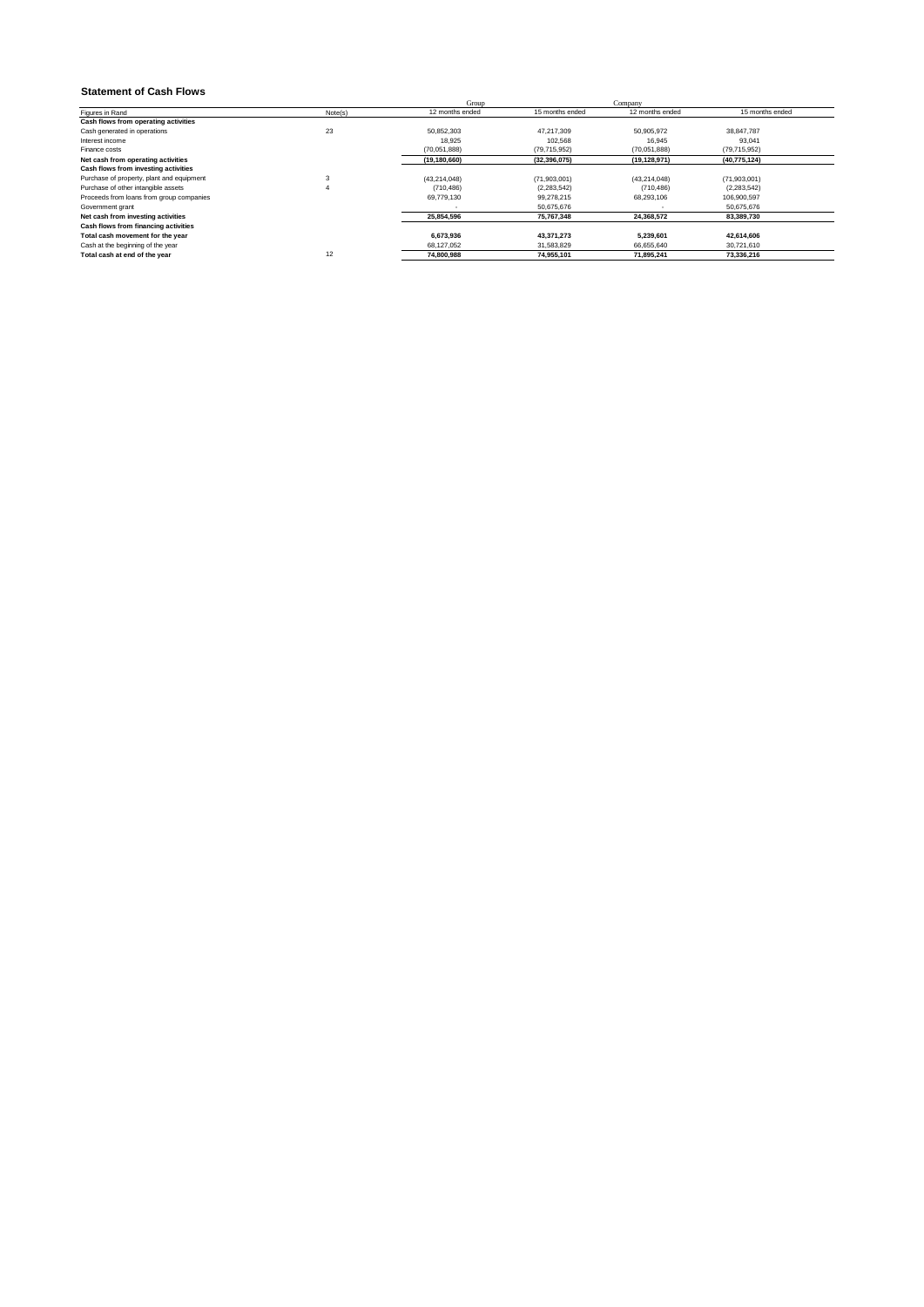## Statement of Cash Flows

| | | Group | | Company | |
|---|---|---|---|---|---|
| Figures in Rand | Note(s) | 12 months ended | 15 months ended | 12 months ended | 15 months ended |
| **Cash flows from operating activities** | | | | | |
| Cash generated in operations | 23 | 50,852,303 | 47,217,309 | 50,905,972 | 38,847,787 |
| Interest income | | 18,925 | 102,568 | 16,945 | 93,041 |
| Finance costs | | (70,051,888) | (79,715,952) | (70,051,888) | (79,715,952) |
| **Net cash from operating activities** | | **(19,180,660)** | **(32,396,075)** | **(19,128,971)** | **(40,775,124)** |
| **Cash flows from investing activities** | | | | | |
| Purchase of property, plant and equipment | 3 | (43,214,048) | (71,903,001) | (43,214,048) | (71,903,001) |
| Purchase of other intangible assets | 4 | (710,486) | (2,283,542) | (710,486) | (2,283,542) |
| Proceeds from loans from group companies | | 69,779,130 | 99,278,215 | 68,293,106 | 106,900,597 |
| Government grant | | - | 50,675,676 | - | 50,675,676 |
| **Net cash from investing activities** | | **25,854,596** | **75,767,348** | **24,368,572** | **83,389,730** |
| **Cash flows from financing activities** | | | | | |
| **Total cash movement for the year** | | **6,673,936** | **43,371,273** | **5,239,601** | **42,614,606** |
| Cash at the beginning of the year | | 68,127,052 | 31,583,829 | 66,655,640 | 30,721,610 |
| **Total cash at end of the year** | 12 | **74,800,988** | **74,955,101** | **71,895,241** | **73,336,216** |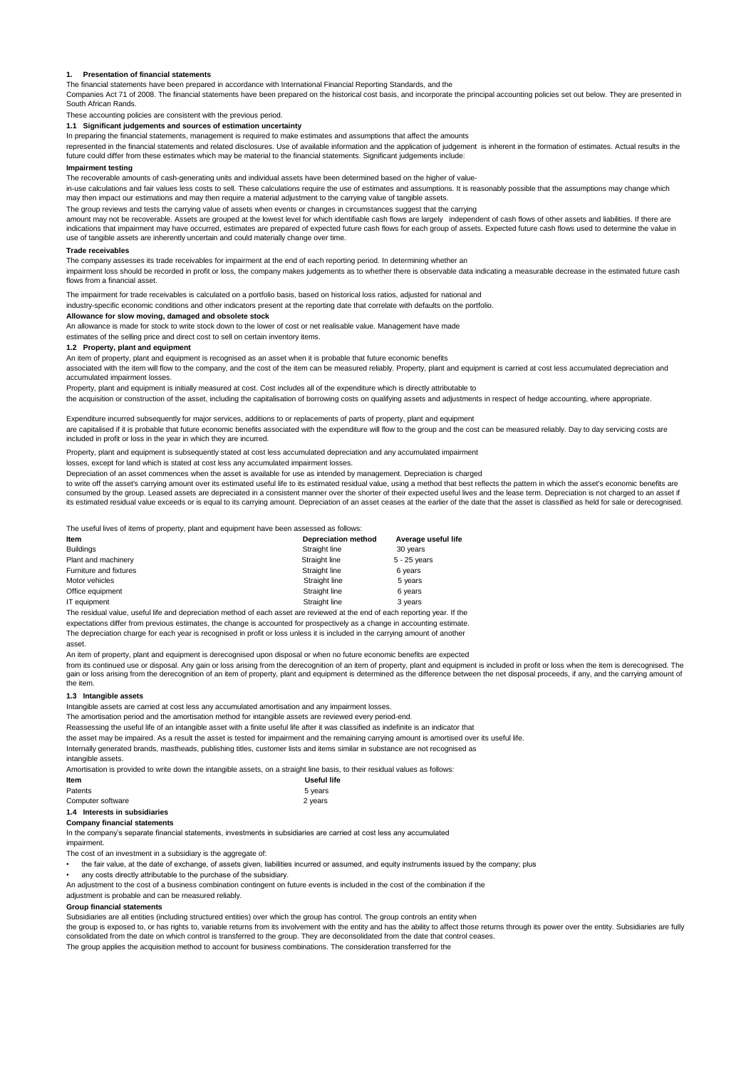## 1. Presentation of financial statements

The financial statements have been prepared in accordance with International Financial Reporting Standards, and the Companies Act 71 of 2008. The financial statements have been prepared on the historical cost basis, and incorporate the principal accounting policies set out below. They are presented in South African Rands.

These accounting policies are consistent with the previous period.

### 1.1 Significant judgements and sources of estimation uncertainty

In preparing the financial statements, management is required to make estimates and assumptions that affect the amounts represented in the financial statements and related disclosures. Use of available information and the application of judgement is inherent in the formation of estimates. Actual results in the future could differ from these estimates which may be material to the financial statements. Significant judgements include:

**Impairment testing**

The recoverable amounts of cash-generating units and individual assets have been determined based on the higher of value-in-use calculations and fair values less costs to sell. These calculations require the use of estimates and assumptions. It is reasonably possible that the assumptions may change which may then impact our estimations and may then require a material adjustment to the carrying value of tangible assets.

The group reviews and tests the carrying value of assets when events or changes in circumstances suggest that the carrying amount may not be recoverable. Assets are grouped at the lowest level for which identifiable cash flows are largely independent of cash flows of other assets and liabilities. If there are indications that impairment may have occurred, estimates are prepared of expected future cash flows for each group of assets. Expected future cash flows used to determine the value in use of tangible assets are inherently uncertain and could materially change over time.

**Trade receivables**

The company assesses its trade receivables for impairment at the end of each reporting period. In determining whether an impairment loss should be recorded in profit or loss, the company makes judgements as to whether there is observable data indicating a measurable decrease in the estimated future cash flows from a financial asset.

The impairment for trade receivables is calculated on a portfolio basis, based on historical loss ratios, adjusted for national and industry-specific economic conditions and other indicators present at the reporting date that correlate with defaults on the portfolio.

**Allowance for slow moving, damaged and obsolete stock**

An allowance is made for stock to write stock down to the lower of cost or net realisable value. Management have made estimates of the selling price and direct cost to sell on certain inventory items.

### 1.2 Property, plant and equipment

An item of property, plant and equipment is recognised as an asset when it is probable that future economic benefits associated with the item will flow to the company, and the cost of the item can be measured reliably. Property, plant and equipment is carried at cost less accumulated depreciation and accumulated impairment losses.

Property, plant and equipment is initially measured at cost. Cost includes all of the expenditure which is directly attributable to the acquisition or construction of the asset, including the capitalisation of borrowing costs on qualifying assets and adjustments in respect of hedge accounting, where appropriate.

Expenditure incurred subsequently for major services, additions to or replacements of parts of property, plant and equipment are capitalised if it is probable that future economic benefits associated with the expenditure will flow to the group and the cost can be measured reliably. Day to day servicing costs are included in profit or loss in the year in which they are incurred.

Property, plant and equipment is subsequently stated at cost less accumulated depreciation and any accumulated impairment losses, except for land which is stated at cost less any accumulated impairment losses.

Depreciation of an asset commences when the asset is available for use as intended by management. Depreciation is charged to write off the asset's carrying amount over its estimated useful life to its estimated residual value, using a method that best reflects the pattern in which the asset's economic benefits are consumed by the group. Leased assets are depreciated in a consistent manner over the shorter of their expected useful lives and the lease term. Depreciation is not charged to an asset if its estimated residual value exceeds or is equal to its carrying amount. Depreciation of an asset ceases at the earlier of the date that the asset is classified as held for sale or derecognised.

The useful lives of items of property, plant and equipment have been assessed as follows:

| Item | Depreciation method | Average useful life |
|---|---|---|
| Buildings | Straight line | 30 years |
| Plant and machinery | Straight line | 5 - 25 years |
| Furniture and fixtures | Straight line | 6 years |
| Motor vehicles | Straight line | 5 years |
| Office equipment | Straight line | 6 years |
| IT equipment | Straight line | 3 years |

The residual value, useful life and depreciation method of each asset are reviewed at the end of each reporting year. If the expectations differ from previous estimates, the change is accounted for prospectively as a change in accounting estimate.

The depreciation charge for each year is recognised in profit or loss unless it is included in the carrying amount of another asset.

An item of property, plant and equipment is derecognised upon disposal or when no future economic benefits are expected from its continued use or disposal. Any gain or loss arising from the derecognition of an item of property, plant and equipment is included in profit or loss when the item is derecognised. The gain or loss arising from the derecognition of an item of property, plant and equipment is determined as the difference between the net disposal proceeds, if any, and the carrying amount of the item.

### 1.3 Intangible assets

Intangible assets are carried at cost less any accumulated amortisation and any impairment losses.

The amortisation period and the amortisation method for intangible assets are reviewed every period-end.

Reassessing the useful life of an intangible asset with a finite useful live after it was classified as indefinite is an indicator that the asset may be impaired. As a result the asset is tested for impairment and the remaining carrying amount is amortised over its useful life.

Internally generated brands, mastheads, publishing titles, customer lists and items similar in substance are not recognised as intangible assets.

Amortisation is provided to write down the intangible assets, on a straight line basis, to their residual values as follows:

| Item | Useful life |
|---|---|
| Patents | 5 years |
| Computer software | 2 years |

### 1.4 Interests in subsidiaries

**Company financial statements**

In the company's separate financial statements, investments in subsidiaries are carried at cost less any accumulated impairment.

The cost of an investment in a subsidiary is the aggregate of:

- the fair value, at the date of exchange, of assets given, liabilities incurred or assumed, and equity instruments issued by the company; plus
- any costs directly attributable to the purchase of the subsidiary.

An adjustment to the cost of a business combination contingent on future events is included in the cost of the combination if the adjustment is probable and can be measured reliably.

**Group financial statements**

Subsidiaries are all entities (including structured entities) over which the group has control. The group controls an entity when the group is exposed to, or has rights to, variable returns from its involvement with the entity and has the ability to affect those returns through its power over the entity. Subsidiaries are fully consolidated from the date on which control is transferred to the group. They are deconsolidated from the date that control ceases.

The group applies the acquisition method to account for business combinations. The consideration transferred for the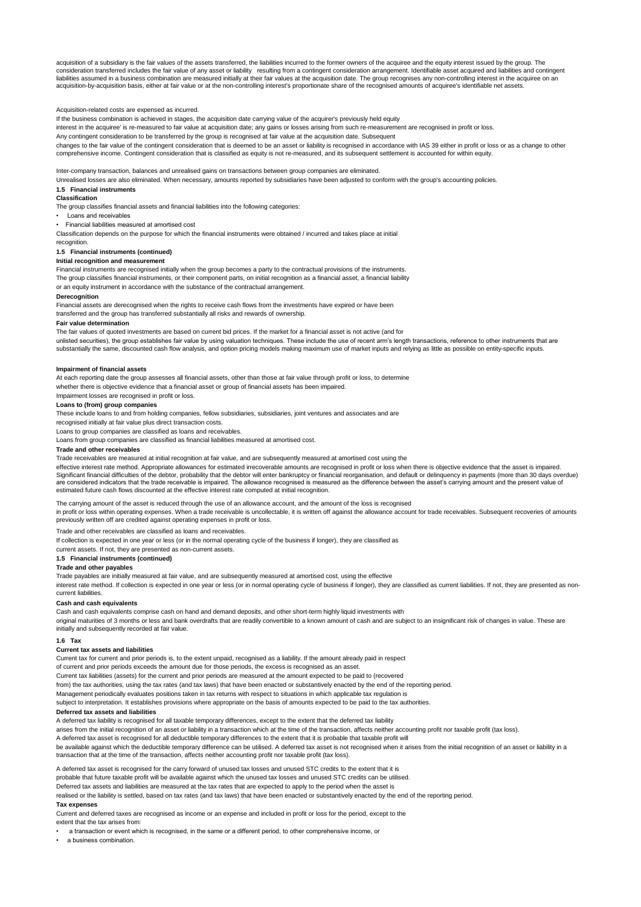acquisition of a subsidiary is the fair values of the assets transferred, the liabilities incurred to the former owners of the acquiree and the equity interest issued by the group. The consideration transferred includes the fair value of any asset or liability resulting from a contingent consideration arrangement. Identifiable asset acquired and liabilities and contingent liabilities assumed in a business combination are measured initially at their fair values at the acquisition date. The group recognises any non-controlling interest in the acquiree on an acquisition-by-acquisition basis, either at fair value or at the non-controlling interest's proportionate share of the recognised amounts of acquiree's identifiable net assets.

Acquisition-related costs are expensed as incurred.

If the business combination is achieved in stages, the acquisition date carrying value of the acquirer's previously held equity interest in the acquiree' is re-measured to fair value at acquisition date; any gains or losses arising from such re-measurement are recognised in profit or loss.

Any contingent consideration to be transferred by the group is recognised at fair value at the acquisition date. Subsequent changes to the fair value of the contingent consideration that is deemed to be an asset or liability is recognised in accordance with IAS 39 either in profit or loss or as a change to other comprehensive income. Contingent consideration that is classified as equity is not re-measured, and its subsequent settlement is accounted for within equity.

Inter-company transaction, balances and unrealised gains on transactions between group companies are eliminated.

Unrealised losses are also eliminated. When necessary, amounts reported by subsidiaries have been adjusted to conform with the group's accounting policies.

**1.5 Financial instruments**

**Classification**

The group classifies financial assets and financial liabilities into the following categories:

- Loans and receivables
- Financial liabilities measured at amortised cost

Classification depends on the purpose for which the financial instruments were obtained / incurred and takes place at initial recognition.

**1.5 Financial instruments (continued)**

**Initial recognition and measurement**

Financial instruments are recognised initially when the group becomes a party to the contractual provisions of the instruments.

The group classifies financial instruments, or their component parts, on initial recognition as a financial asset, a financial liability or an equity instrument in accordance with the substance of the contractual arrangement.

**Derecognition**

Financial assets are derecognised when the rights to receive cash flows from the investments have expired or have been transferred and the group has transferred substantially all risks and rewards of ownership.

**Fair value determination**

The fair values of quoted investments are based on current bid prices. If the market for a financial asset is not active (and for unlisted securities), the group establishes fair value by using valuation techniques. These include the use of recent arm's length transactions, reference to other instruments that are substantially the same, discounted cash flow analysis, and option pricing models making maximum use of market inputs and relying as little as possible on entity-specific inputs.

**Impairment of financial assets**

At each reporting date the group assesses all financial assets, other than those at fair value through profit or loss, to determine whether there is objective evidence that a financial asset or group of financial assets has been impaired.

Impairment losses are recognised in profit or loss.

**Loans to (from) group companies**

These include loans to and from holding companies, fellow subsidiaries, subsidiaries, joint ventures and associates and are recognised initially at fair value plus direct transaction costs.

Loans to group companies are classified as loans and receivables.

Loans from group companies are classified as financial liabilities measured at amortised cost.

**Trade and other receivables**

Trade receivables are measured at initial recognition at fair value, and are subsequently measured at amortised cost using the effective interest rate method. Appropriate allowances for estimated irrecoverable amounts are recognised in profit or loss when there is objective evidence that the asset is impaired. Significant financial difficulties of the debtor, probability that the debtor will enter bankruptcy or financial reorganisation, and default or delinquency in payments (more than 30 days overdue) are considered indicators that the trade receivable is impaired. The allowance recognised is measured as the difference between the asset's carrying amount and the present value of estimated future cash flows discounted at the effective interest rate computed at initial recognition.

The carrying amount of the asset is reduced through the use of an allowance account, and the amount of the loss is recognised in profit or loss within operating expenses. When a trade receivable is uncollectable, it is written off against the allowance account for trade receivables. Subsequent recoveries of amounts previously written off are credited against operating expenses in profit or loss.

Trade and other receivables are classified as loans and receivables.

If collection is expected in one year or less (or in the normal operating cycle of the business if longer), they are classified as current assets. If not, they are presented as non-current assets.

**1.5 Financial instruments (continued)**

**Trade and other payables**

Trade payables are initially measured at fair value, and are subsequently measured at amortised cost, using the effective interest rate method. If collection is expected in one year or less (or in normal operating cycle of business if longer), they are classified as current liabilities. If not, they are presented as non-current liabilities.

**Cash and cash equivalents**

Cash and cash equivalents comprise cash on hand and demand deposits, and other short-term highly liquid investments with original maturities of 3 months or less and bank overdrafts that are readily convertible to a known amount of cash and are subject to an insignificant risk of changes in value. These are initially and subsequently recorded at fair value.

**1.6 Tax**

**Current tax assets and liabilities**

Current tax for current and prior periods is, to the extent unpaid, recognised as a liability. If the amount already paid in respect of current and prior periods exceeds the amount due for those periods, the excess is recognised as an asset.

Current tax liabilities (assets) for the current and prior periods are measured at the amount expected to be paid to (recovered from) the tax authorities, using the tax rates (and tax laws) that have been enacted or substantively enacted by the end of the reporting period.

Management periodically evaluates positions taken in tax returns with respect to situations in which applicable tax regulation is subject to interpretation. It establishes provisions where appropriate on the basis of amounts expected to be paid to the tax authorities.

**Deferred tax assets and liabilities**

A deferred tax liability is recognised for all taxable temporary differences, except to the extent that the deferred tax liability arises from the initial recognition of an asset or liability in a transaction which at the time of the transaction, affects neither accounting profit nor taxable profit (tax loss).

A deferred tax asset is recognised for all deductible temporary differences to the extent that it is probable that taxable profit will be available against which the deductible temporary difference can be utilised. A deferred tax asset is not recognised when it arises from the initial recognition of an asset or liability in a transaction that at the time of the transaction, affects neither accounting profit nor taxable profit (tax loss).

A deferred tax asset is recognised for the carry forward of unused tax losses and unused STC credits to the extent that it is probable that future taxable profit will be available against which the unused tax losses and unused STC credits can be utilised.

Deferred tax assets and liabilities are measured at the tax rates that are expected to apply to the period when the asset is realised or the liability is settled, based on tax rates (and tax laws) that have been enacted or substantively enacted by the end of the reporting period.

**Tax expenses**

Current and deferred taxes are recognised as income or an expense and included in profit or loss for the period, except to the extent that the tax arises from:

- a transaction or event which is recognised, in the same or a different period, to other comprehensive income, or
- a business combination.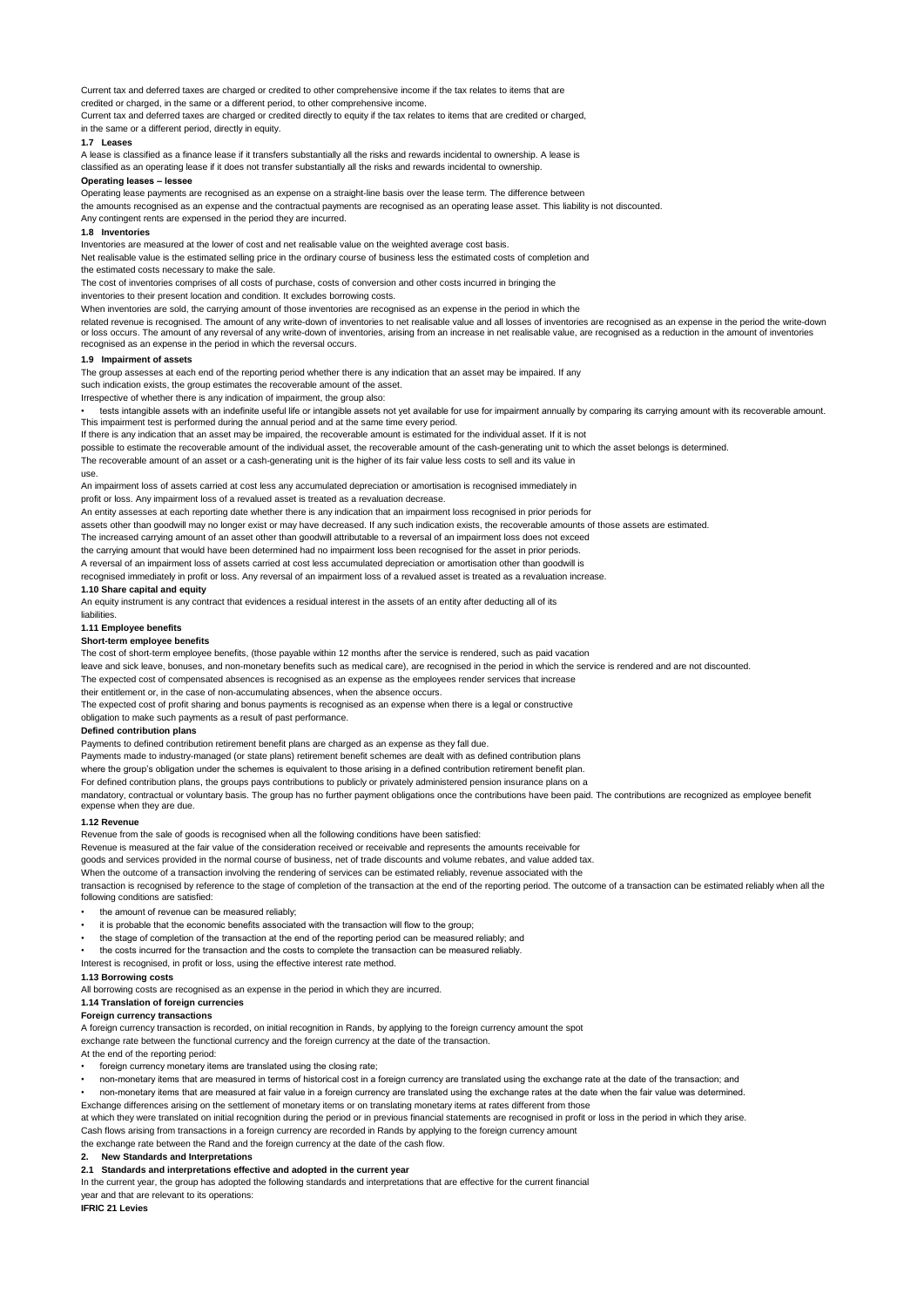Current tax and deferred taxes are charged or credited to other comprehensive income if the tax relates to items that are credited or charged, in the same or a different period, to other comprehensive income.

Current tax and deferred taxes are charged or credited directly to equity if the tax relates to items that are credited or charged, in the same or a different period, directly in equity.

### 1.7 Leases

A lease is classified as a finance lease if it transfers substantially all the risks and rewards incidental to ownership. A lease is classified as an operating lease if it does not transfer substantially all the risks and rewards incidental to ownership.

**Operating leases – lessee**

Operating lease payments are recognised as an expense on a straight-line basis over the lease term. The difference between the amounts recognised as an expense and the contractual payments are recognised as an operating lease asset. This liability is not discounted.

Any contingent rents are expensed in the period they are incurred.

### 1.8 Inventories

Inventories are measured at the lower of cost and net realisable value on the weighted average cost basis.

Net realisable value is the estimated selling price in the ordinary course of business less the estimated costs of completion and the estimated costs necessary to make the sale.

The cost of inventories comprises of all costs of purchase, costs of conversion and other costs incurred in bringing the inventories to their present location and condition. It excludes borrowing costs.

When inventories are sold, the carrying amount of those inventories are recognised as an expense in the period in which the related revenue is recognised. The amount of any write-down of inventories to net realisable value and all losses of inventories are recognised as an expense in the period the write-down or loss occurs. The amount of any reversal of any write-down of inventories, arising from an increase in net realisable value, are recognised as a reduction in the amount of inventories recognised as an expense in the period in which the reversal occurs.

### 1.9 Impairment of assets

The group assesses at each end of the reporting period whether there is any indication that an asset may be impaired. If any such indication exists, the group estimates the recoverable amount of the asset.

Irrespective of whether there is any indication of impairment, the group also:

- tests intangible assets with an indefinite useful life or intangible assets not yet available for use for impairment annually by comparing its carrying amount with its recoverable amount. This impairment test is performed during the annual period and at the same time every period.

If there is any indication that an asset may be impaired, the recoverable amount is estimated for the individual asset. If it is not possible to estimate the recoverable amount of the individual asset, the recoverable amount of the cash-generating unit to which the asset belongs is determined.

The recoverable amount of an asset or a cash-generating unit is the higher of its fair value less costs to sell and its value in use.

An impairment loss of assets carried at cost less any accumulated depreciation or amortisation is recognised immediately in profit or loss. Any impairment loss of a revalued asset is treated as a revaluation decrease.

An entity assesses at each reporting date whether there is any indication that an impairment loss recognised in prior periods for assets other than goodwill may no longer exist or may have decreased. If any such indication exists, the recoverable amounts of those assets are estimated.

The increased carrying amount of an asset other than goodwill attributable to a reversal of an impairment loss does not exceed the carrying amount that would have been determined had no impairment loss been recognised for the asset in prior periods.

A reversal of an impairment loss of assets carried at cost less accumulated depreciation or amortisation other than goodwill is recognised immediately in profit or loss. Any reversal of an impairment loss of a revalued asset is treated as a revaluation increase.

### 1.10 Share capital and equity

An equity instrument is any contract that evidences a residual interest in the assets of an entity after deducting all of its liabilities.

### 1.11 Employee benefits

**Short-term employee benefits**

The cost of short-term employee benefits, (those payable within 12 months after the service is rendered, such as paid vacation leave and sick leave, bonuses, and non-monetary benefits such as medical care), are recognised in the period in which the service is rendered and are not discounted.

The expected cost of compensated absences is recognised as an expense as the employees render services that increase their entitlement or, in the case of non-accumulating absences, when the absence occurs.

The expected cost of profit sharing and bonus payments is recognised as an expense when there is a legal or constructive obligation to make such payments as a result of past performance.

**Defined contribution plans**

Payments to defined contribution retirement benefit plans are charged as an expense as they fall due.

Payments made to industry-managed (or state plans) retirement benefit schemes are dealt with as defined contribution plans where the group's obligation under the schemes is equivalent to those arising in a defined contribution retirement benefit plan.

For defined contribution plans, the groups pays contributions to publicly or privately administered pension insurance plans on a mandatory, contractual or voluntary basis. The group has no further payment obligations once the contributions have been paid. The contributions are recognized as employee benefit expense when they are due.

### 1.12 Revenue

Revenue from the sale of goods is recognised when all the following conditions have been satisfied:

Revenue is measured at the fair value of the consideration received or receivable and represents the amounts receivable for goods and services provided in the normal course of business, net of trade discounts and volume rebates, and value added tax.

When the outcome of a transaction involving the rendering of services can be estimated reliably, revenue associated with the transaction is recognised by reference to the stage of completion of the transaction at the end of the reporting period. The outcome of a transaction can be estimated reliably when all the following conditions are satisfied:

- the amount of revenue can be measured reliably;
- it is probable that the economic benefits associated with the transaction will flow to the group;
- the stage of completion of the transaction at the end of the reporting period can be measured reliably; and
- the costs incurred for the transaction and the costs to complete the transaction can be measured reliably.

Interest is recognised, in profit or loss, using the effective interest rate method.

### 1.13 Borrowing costs

All borrowing costs are recognised as an expense in the period in which they are incurred.

### 1.14 Translation of foreign currencies

**Foreign currency transactions**

A foreign currency transaction is recorded, on initial recognition in Rands, by applying to the foreign currency amount the spot exchange rate between the functional currency and the foreign currency at the date of the transaction.

At the end of the reporting period:

- foreign currency monetary items are translated using the closing rate;
- non-monetary items that are measured in terms of historical cost in a foreign currency are translated using the exchange rate at the date of the transaction; and
- non-monetary items that are measured at fair value in a foreign currency are translated using the exchange rates at the date when the fair value was determined.

Exchange differences arising on the settlement of monetary items or on translating monetary items at rates different from those at which they were translated on initial recognition during the period or in previous financial statements are recognised in profit or loss in the period in which they arise.

Cash flows arising from transactions in a foreign currency are recorded in Rands by applying to the foreign currency amount the exchange rate between the Rand and the foreign currency at the date of the cash flow.

## 2. New Standards and Interpretations

### 2.1 Standards and interpretations effective and adopted in the current year

In the current year, the group has adopted the following standards and interpretations that are effective for the current financial year and that are relevant to its operations:

**IFRIC 21 Levies**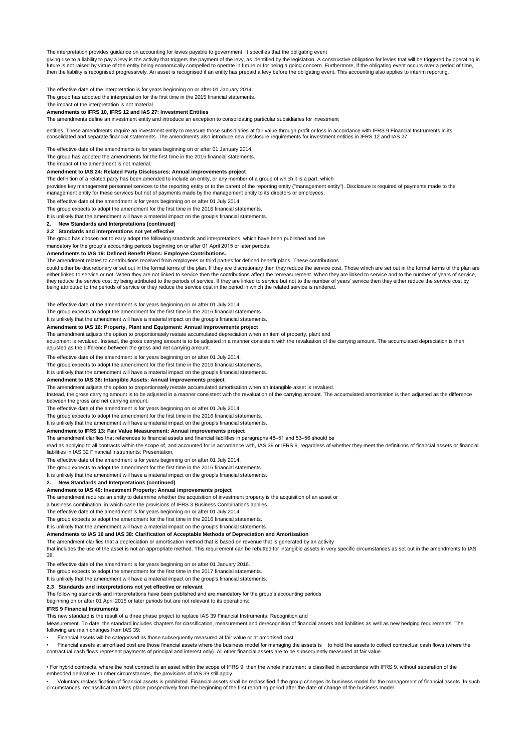The interpretation provides guidance on accounting for levies payable to government. It specifies that the obligating event

giving rise to a liability to pay a levy is the activity that triggers the payment of the levy, as identified by the legislation. A constructive obligation for levies that will be triggered by operating in future is not raised by virtue of the entity being economically compelled to operate in future or for being a going concern. Furthermore, if the obligating event occurs over a period of time, then the liability is recognised progressively. An asset is recognised if an entity has prepaid a levy before the obligating event. This accounting also applies to interim reporting.

The effective date of the interpretation is for years beginning on or after 01 January 2014.

The group has adopted the interpretation for the first time in the 2015 financial statements.

The impact of the interpretation is not material.

**Amendments to IFRS 10, IFRS 12 and IAS 27: Investment Entities**

The amendments define an investment entity and introduce an exception to consolidating particular subsidiaries for investment

entities. These amendments require an investment entity to measure those subsidiaries at fair value through profit or loss in accordance with IFRS 9 Financial Instruments in its consolidated and separate financial statements. The amendments also introduce new disclosure requirements for investment entities in IFRS 12 and IAS 27.

The effective date of the amendments is for years beginning on or after 01 January 2014.

The group has adopted the amendments for the first time in the 2015 financial statements.

The impact of the amendment is not material.

**Amendment to IAS 24: Related Party Disclosures: Annual improvements project**

The definition of a related party has been amended to include an entity, or any member of a group of which it is a part, which

provides key management personnel services to the reporting entity or to the parent of the reporting entity ("management entity"). Disclosure is required of payments made to the management entity for these services but not of payments made by the management entity to its directors or employees.

The effective date of the amendment is for years beginning on or after 01 July 2014.

The group expects to adopt the amendment for the first time in the 2016 financial statements.

It is unlikely that the amendment will have a material impact on the group's financial statements.

## 2. New Standards and Interpretations (continued)

### 2.2 Standards and interpretations not yet effective

The group has chosen not to early adopt the following standards and interpretations, which have been published and are

mandatory for the group's accounting periods beginning on or after 01 April 2015 or later periods:

**Amendments to IAS 19: Defined Benefit Plans: Employee Contributions.**

The amendment relates to contributions received from employees or third parties for defined benefit plans. These contributions

could either be discretionary or set out in the formal terms of the plan. If they are discretionary then they reduce the service cost. Those which are set out in the formal terms of the plan are either linked to service or not. When they are not linked to service then the contributions affect the remeasurement. When they are linked to service and to the number of years of service, they reduce the service cost by being attributed to the periods of service. If they are linked to service but not to the number of years' service then they either reduce the service cost by being attributed to the periods of service or they reduce the service cost in the period in which the related service is rendered.

The effective date of the amendment is for years beginning on or after 01 July 2014.

The group expects to adopt the amendment for the first time in the 2016 financial statements.

It is unlikely that the amendment will have a material impact on the group's financial statements.

**Amendment to IAS 16: Property, Plant and Equipment: Annual improvements project**

The amendment adjusts the option to proportionately restate accumulated depreciation when an item of property, plant and

equipment is revalued. Instead, the gross carrying amount is to be adjusted in a manner consistent with the revaluation of the carrying amount. The accumulated depreciation is then adjusted as the difference between the gross and net carrying amount.

The effective date of the amendment is for years beginning on or after 01 July 2014.

The group expects to adopt the amendment for the first time in the 2016 financial statements.

It is unlikely that the amendment will have a material impact on the group's financial statements.

**Amendment to IAS 38: Intangible Assets: Annual improvements project**

The amendment adjusts the option to proportionately restate accumulated amortisation when an intangible asset is revalued.

Instead, the gross carrying amount is to be adjusted in a manner consistent with the revaluation of the carrying amount. The accumulated amortisation is then adjusted as the difference between the gross and net carrying amount.

The effective date of the amendment is for years beginning on or after 01 July 2014.

The group expects to adopt the amendment for the first time in the 2016 financial statements.

It is unlikely that the amendment will have a material impact on the group's financial statements.

**Amendment to IFRS 13: Fair Value Measurement: Annual improvements project**

The amendment clarifies that references to financial assets and financial liabilities in paragraphs 48–51 and 53–56 should be

read as applying to all contracts within the scope of, and accounted for in accordance with, IAS 39 or IFRS 9, regardless of whether they meet the definitions of financial assets or financial liabilities in IAS 32 Financial Instruments: Presentation.

The effective date of the amendment is for years beginning on or after 01 July 2014.

The group expects to adopt the amendment for the first time in the 2016 financial statements.

It is unlikely that the amendment will have a material impact on the group's financial statements.

## 2. New Standards and Interpretations (continued)

**Amendment to IAS 40: Investment Property: Annual improvements project**

The amendment requires an entity to determine whether the acquisition of investment property is the acquisition of an asset or

a business combination, in which case the provisions of IFRS 3 Business Combinations applies.

The effective date of the amendment is for years beginning on or after 01 July 2014.

The group expects to adopt the amendment for the first time in the 2016 financial statements.

It is unlikely that the amendment will have a material impact on the group's financial statements.

**Amendments to IAS 16 and IAS 38: Clarification of Acceptable Methods of Depreciation and Amortisation**

The amendment clarifies that a depreciation or amortisation method that is based on revenue that is generated by an activity

that includes the use of the asset is not an appropriate method. This requirement can be rebutted for intangible assets in very specific circumstances as set out in the amendments to IAS 38.

The effective date of the amendment is for years beginning on or after 01 January 2016.

The group expects to adopt the amendment for the first time in the 2017 financial statements.

It is unlikely that the amendment will have a material impact on the group's financial statements.

### 2.3 Standards and interpretations not yet effective or relevant

The following standards and interpretations have been published and are mandatory for the group's accounting periods

beginning on or after 01 April 2015 or later periods but are not relevant to its operations:

**IFRS 9 Financial Instruments**

This new standard is the result of a three phase project to replace IAS 39 Financial Instruments: Recognition and

Measurement. To date, the standard includes chapters for classification, measurement and derecognition of financial assets and liabilities as well as new hedging requirements. The following are main changes from IAS 39:

- Financial assets will be categorised as those subsequently measured at fair value or at amortised cost.
- Financial assets at amortised cost are those financial assets where the business model for managing the assets is to hold the assets to collect contractual cash flows (where the contractual cash flows represent payments of principal and interest only). All other financial assets are to be subsequently measured at fair value.
- For hybrid contracts, where the host contract is an asset within the scope of IFRS 9, then the whole instrument is classified in accordance with IFRS 9, without separation of the embedded derivative. In other circumstances, the provisions of IAS 39 still apply.
- Voluntary reclassification of financial assets is prohibited. Financial assets shall be reclassified if the group changes its business model for the management of financial assets. In such circumstances, reclassification takes place prospectively from the beginning of the first reporting period after the date of change of the business model.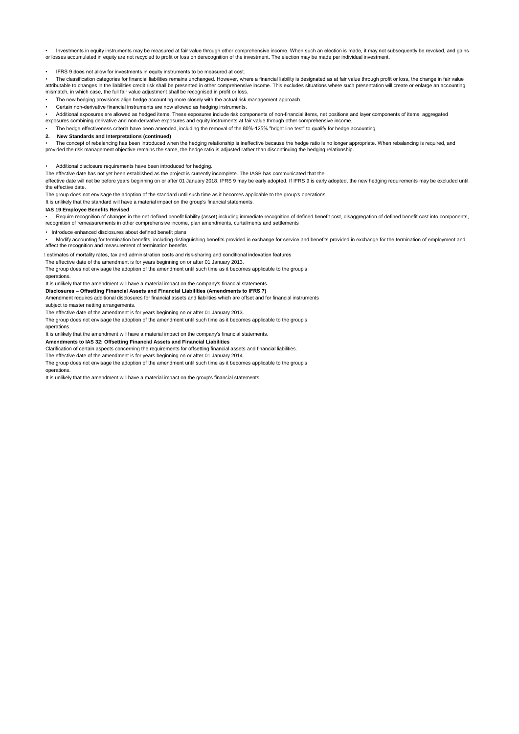- Investments in equity instruments may be measured at fair value through other comprehensive income. When such an election is made, it may not subsequently be revoked, and gains or losses accumulated in equity are not recycled to profit or loss on derecognition of the investment. The election may be made per individual investment.

- IFRS 9 does not allow for investments in equity instruments to be measured at cost.
- The classification categories for financial liabilities remains unchanged. However, where a financial liability is designated as at fair value through profit or loss, the change in fair value attributable to changes in the liabilities credit risk shall be presented in other comprehensive income. This excludes situations where such presentation will create or enlarge an accounting mismatch, in which case, the full fair value adjustment shall be recognised in profit or loss.
- The new hedging provisions align hedge accounting more closely with the actual risk management approach.
- Certain non-derivative financial instruments are now allowed as hedging instruments.
- Additional exposures are allowed as hedged items. These exposures include risk components of non-financial items, net positions and layer components of items, aggregated exposures combining derivative and non-derivative exposures and equity instruments at fair value through other comprehensive income.
- The hedge effectiveness criteria have been amended, including the removal of the 80%-125% "bright line test" to qualify for hedge accounting.

**2. New Standards and Interpretations (continued)**

- The concept of rebalancing has been introduced when the hedging relationship is ineffective because the hedge ratio is no longer appropriate. When rebalancing is required, and provided the risk management objective remains the same, the hedge ratio is adjusted rather than discontinuing the hedging relationship.

- Additional disclosure requirements have been introduced for hedging.

The effective date has not yet been established as the project is currently incomplete. The IASB has communicated that the effective date will not be before years beginning on or after 01 January 2018. IFRS 9 may be early adopted. If IFRS 9 is early adopted, the new hedging requirements may be excluded until the effective date.

The group does not envisage the adoption of the standard until such time as it becomes applicable to the group's operations.

It is unlikely that the standard will have a material impact on the group's financial statements.

**IAS 19 Employee Benefits Revised**

- Require recognition of changes in the net defined benefit liability (asset) including immediate recognition of defined benefit cost, disaggregation of defined benefit cost into components, recognition of remeasurements in other comprehensive income, plan amendments, curtailments and settlements
- Introduce enhanced disclosures about defined benefit plans
- Modify accounting for termination benefits, including distinguishing benefits provided in exchange for service and benefits provided in exchange for the termination of employment and affect the recognition and measurement of termination benefits

t estimates of mortality rates, tax and administration costs and risk-sharing and conditional indexation features

The effective date of the amendment is for years beginning on or after 01 January 2013.

The group does not envisage the adoption of the amendment until such time as it becomes applicable to the group's operations.

It is unlikely that the amendment will have a material impact on the company's financial statements.

**Disclosures – Offsetting Financial Assets and Financial Liabilities (Amendments to IFRS 7)**

Amendment requires additional disclosures for financial assets and liabilities which are offset and for financial instruments subject to master netting arrangements.

The effective date of the amendment is for years beginning on or after 01 January 2013.

The group does not envisage the adoption of the amendment until such time as it becomes applicable to the group's operations.

It is unlikely that the amendment will have a material impact on the company's financial statements.

**Amendments to IAS 32: Offsetting Financial Assets and Financial Liabilities**

Clarification of certain aspects concerning the requirements for offsetting financial assets and financial liabilities.

The effective date of the amendment is for years beginning on or after 01 January 2014.

The group does not envisage the adoption of the amendment until such time as it becomes applicable to the group's operations.

It is unlikely that the amendment will have a material impact on the group's financial statements.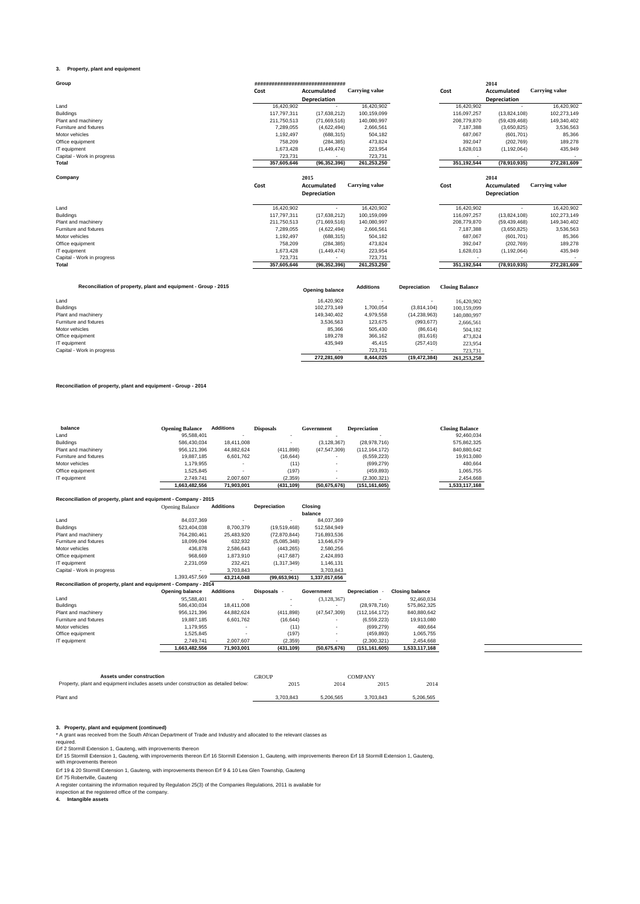## 3. Property, plant and equipment

| Group | ############################### | | | | 2014 | |
|---|---|---|---|---|---|---|
| | Cost | Accumulated Depreciation | Carrying value | Cost | Accumulated Depreciation | Carrying value |
| Land | 16,420,902 | - | 16,420,902 | 16,420,902 | - | 16,420,902 |
| Buildings | 117,797,311 | (17,638,212) | 100,159,099 | 116,097,257 | (13,824,108) | 102,273,149 |
| Plant and machinery | 211,750,513 | (71,669,516) | 140,080,997 | 208,779,870 | (59,439,468) | 149,340,402 |
| Furniture and fixtures | 7,289,055 | (4,622,494) | 2,666,561 | 7,187,388 | (3,650,825) | 3,536,563 |
| Motor vehicles | 1,192,497 | (688,315) | 504,182 | 687,067 | (601,701) | 85,366 |
| Office equipment | 758,209 | (284,385) | 473,824 | 392,047 | (202,769) | 189,278 |
| IT equipment | 1,673,428 | (1,449,474) | 223,954 | 1,628,013 | (1,192,064) | 435,949 |
| Capital - Work in progress | 723,731 | - | 723,731 | - | - | - |
| **Total** | **357,605,646** | **(96,352,396)** | **261,253,250** | **351,192,544** | **(78,910,935)** | **272,281,609** |

| Company | 2015 | | | 2014 | | |
|---|---|---|---|---|---|---|
| | Cost | Accumulated Depreciation | Carrying value | Cost | Accumulated Depreciation | Carrying value |
| Land | 16,420,902 | - | 16,420,902 | 16,420,902 | - | 16,420,902 |
| Buildings | 117,797,311 | (17,638,212) | 100,159,099 | 116,097,257 | (13,824,108) | 102,273,149 |
| Plant and machinery | 211,750,513 | (71,669,516) | 140,080,997 | 208,779,870 | (59,439,468) | 149,340,402 |
| Furniture and fixtures | 7,289,055 | (4,622,494) | 2,666,561 | 7,187,388 | (3,650,825) | 3,536,563 |
| Motor vehicles | 1,192,497 | (688,315) | 504,182 | 687,067 | (601,701) | 85,366 |
| Office equipment | 758,209 | (284,385) | 473,824 | 392,047 | (202,769) | 189,278 |
| IT equipment | 1,673,428 | (1,449,474) | 223,954 | 1,628,013 | (1,192,064) | 435,949 |
| Capital - Work in progress | 723,731 | - | 723,731 | - | - | - |
| **Total** | **357,605,646** | **(96,352,396)** | **261,253,250** | **351,192,544** | **(78,910,935)** | **272,281,609** |

### Reconciliation of property, plant and equipment - Group - 2015

| | Opening balance | Additions | Depreciation | Closing Balance |
|---|---|---|---|---|
| Land | 16,420,902 | - | - | 16,420,902 |
| Buildings | 102,273,149 | 1,700,054 | (3,814,104) | 100,159,099 |
| Plant and machinery | 149,340,402 | 4,979,558 | (14,238,963) | 140,080,997 |
| Furniture and fixtures | 3,536,563 | 123,675 | (993,677) | 2,666,561 |
| Motor vehicles | 85,366 | 505,430 | (86,614) | 504,182 |
| Office equipment | 189,278 | 366,162 | (81,616) | 473,824 |
| IT equipment | 435,949 | 45,415 | (257,410) | 223,954 |
| Capital - Work in progress | - | 723,731 | - | 723,731 |
| | **272,281,609** | **8,444,025** | **(19,472,384)** | **261,253,250** |

### Reconciliation of property, plant and equipment - Group - 2014

| balance | Opening Balance | Additions | Disposals | Government | Depreciation | Closing Balance |
|---|---|---|---|---|---|---|
| Land | 95,588,401 | - | - | - | - | 92,460,034 |
| Buildings | 586,430,034 | 18,411,008 | - | (3,128,367) | (28,978,716) | 575,862,325 |
| Plant and machinery | 956,121,396 | 44,882,624 | (411,898) | (47,547,309) | (112,164,172) | 840,880,642 |
| Furniture and fixtures | 19,887,185 | 6,601,762 | (16,644) | - | (6,559,223) | 19,913,080 |
| Motor vehicles | 1,179,955 | - | (11) | - | (699,279) | 480,664 |
| Office equipment | 1,525,845 | - | (197) | - | (459,893) | 1,065,755 |
| IT equipment | 2,749,741 | 2,007,607 | (2,359) | - | (2,300,321) | 2,454,668 |
| | **1,663,482,556** | **71,903,001** | **(431,109)** | **(50,675,676)** | **(151,161,605)** | **1,533,117,168** |

### Reconciliation of property, plant and equipment - Company - 2015

| | Opening Balance | Additions | Depreciation | Closing balance |
|---|---|---|---|---|
| Land | 84,037,369 | - | - | 84,037,369 |
| Buildings | 523,404,038 | 8,700,379 | (19,519,468) | 512,584,949 |
| Plant and machinery | 764,280,461 | 25,483,920 | (72,870,844) | 716,893,536 |
| Furniture and fixtures | 18,099,094 | 632,932 | (5,085,348) | 13,646,679 |
| Motor vehicles | 436,878 | 2,586,643 | (443,265) | 2,580,256 |
| Office equipment | 968,669 | 1,873,910 | (417,687) | 2,424,893 |
| IT equipment | 2,231,059 | 232,421 | (1,317,349) | 1,146,131 |
| Capital - Work in progress | - | 3,703,843 | - | 3,703,843 |
| | 1,393,457,569 | **43,214,048** | **(99,653,961)** | **1,337,017,656** |

### Reconciliation of property, plant and equipment - Company - 2014

| | Opening balance | Additions | Disposals - | Government | Depreciation - | Closing balance |
|---|---|---|---|---|---|---|
| Land | 95,588,401 | - | - | (3,128,367) | - | 92,460,034 |
| Buildings | 586,430,034 | 18,411,008 | - | - | (28,978,716) | 575,862,325 |
| Plant and machinery | 956,121,396 | 44,882,624 | (411,898) | (47,547,309) | (112,164,172) | 840,880,642 |
| Furniture and fixtures | 19,887,185 | 6,601,762 | (16,644) | - | (6,559,223) | 19,913,080 |
| Motor vehicles | 1,179,955 | - | (11) | - | (699,279) | 480,664 |
| Office equipment | 1,525,845 | - | (197) | - | (459,893) | 1,065,755 |
| IT equipment | 2,749,741 | 2,007,607 | (2,359) | - | (2,300,321) | 2,454,668 |
| | **1,663,482,556** | **71,903,001** | **(431,109)** | **(50,675,676)** | **(151,161,605)** | **1,533,117,168** |

| Assets under construction | GROUP | | COMPANY | |
|---|---|---|---|---|
| Property, plant and equipment includes assets under construction as detailed below: | 2015 | 2014 | 2015 | 2014 |
| Plant and | 3,703,843 | 5,206,565 | 3,703,843 | 5,206,565 |

## 3. Property, plant and equipment (continued)

* A grant was received from the South African Department of Trade and Industry and allocated to the relevant classes as required.

Erf 2 Stormill Extension 1, Gauteng, with improvements thereon

Erf 15 Stormill Extension 1, Gauteng, with improvements thereon Erf 16 Stormill Extension 1, Gauteng, with improvements thereon Erf 18 Stormill Extension 1, Gauteng, with improvements thereon

Erf 19 & 20 Stormill Extension 1, Gauteng, with improvements thereon Erf 9 & 10 Lea Glen Township, Gauteng

Erf 75 Robertville, Gauteng

A register containing the information required by Regulation 25(3) of the Companies Regulations, 2011 is available for inspection at the registered office of the company.

## 4. Intangible assets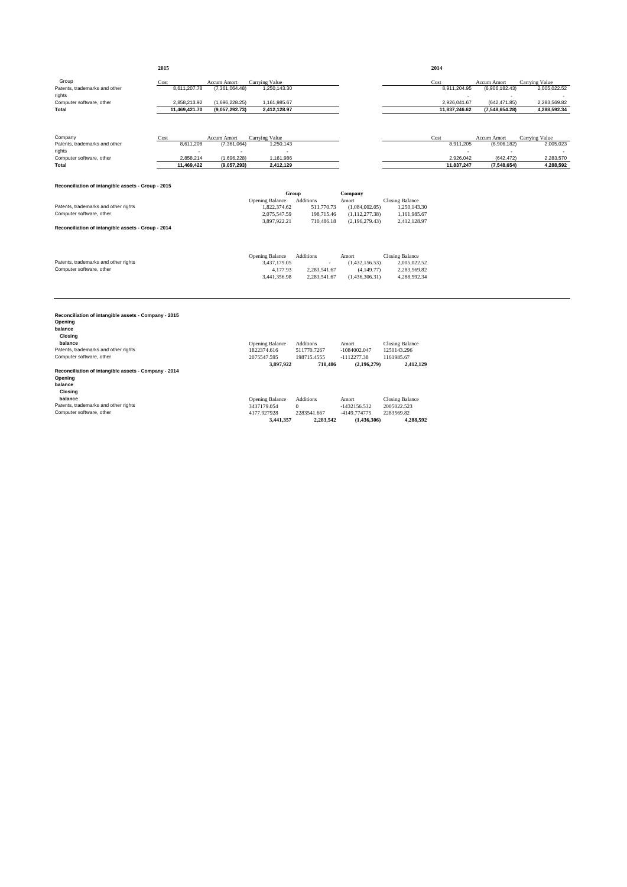| | 2015 | | | 2014 | | |
|---|---|---|---|---|---|---|
| Group | Cost | Accum Amort | Carrying Value | Cost | Accum Amort | Carrying Value |
| Patents, trademarks and other rights | 8,611,207.78 | (7,361,064.48) | 1,250,143.30 | 8,911,204.95 | (6,906,182.43) | 2,005,022.52 |
| | | | | - | - | - |
| Computer software, other | 2,858,213.92 | (1,696,228.25) | 1,161,985.67 | 2,926,041.67 | (642,471.85) | 2,283,569.82 |
| **Total** | **11,469,421.70** | **(9,057,292.73)** | **2,412,128.97** | **11,837,246.62** | **(7,548,654.28)** | **4,288,592.34** |

| Company | Cost | Accum Amort | Carrying Value | Cost | Accum Amort | Carrying Value |
|---|---|---|---|---|---|---|
| Patents, trademarks and other rights | 8,611,208 | (7,361,064) | 1,250,143 | 8,911,205 | (6,906,182) | 2,005,023 |
| | - | - | - | - | - | - |
| Computer software, other | 2,858,214 | (1,696,228) | 1,161,986 | 2,926,042 | (642,472) | 2,283,570 |
| **Total** | **11,469,422** | **(9,057,293)** | **2,412,129** | **11,837,247** | **(7,548,654)** | **4,288,592** |

**Reconciliation of intangible assets - Group - 2015**

| | Group | | Company | |
|---|---|---|---|---|
| | Opening Balance | Additions | Amort | Closing Balance |
| Patents, trademarks and other rights | 1,822,374.62 | 511,770.73 | (1,084,002.05) | 1,250,143.30 |
| Computer software, other | 2,075,547.59 | 198,715.46 | (1,112,277.38) | 1,161,985.67 |
| | 3,897,922.21 | 710,486.18 | (2,196,279.43) | 2,412,128.97 |

**Reconciliation of intangible assets - Group - 2014**

| | Opening Balance | Additions | Amort | Closing Balance |
|---|---|---|---|---|
| Patents, trademarks and other rights | 3,437,179.05 | - | (1,432,156.53) | 2,005,022.52 |
| Computer software, other | 4,177.93 | 2,283,541.67 | (4,149.77) | 2,283,569.82 |
| | 3,441,356.98 | 2,283,541.67 | (1,436,306.31) | 4,288,592.34 |

**Reconciliation of intangible assets - Company - 2015**

**Opening balance**

**Closing balance**

| | Opening Balance | Additions | Amort | Closing Balance |
|---|---|---|---|---|
| Patents, trademarks and other rights | 1822374.616 | 511770.7267 | -1084002.047 | 1250143.296 |
| Computer software, other | 2075547.595 | 198715.4555 | -1112277.38 | 1161985.67 |
| | **3,897,922** | **710,486** | **(2,196,279)** | **2,412,129** |

**Reconciliation of intangible assets - Company - 2014**

**Opening balance**

**Closing balance**

| | Opening Balance | Additions | Amort | Closing Balance |
|---|---|---|---|---|
| Patents, trademarks and other rights | 3437179.054 | 0 | -1432156.532 | 2005022.523 |
| Computer software, other | 4177.927928 | 2283541.667 | -4149.774775 | 2283569.82 |
| | **3,441,357** | **2,283,542** | **(1,436,306)** | **4,288,592** |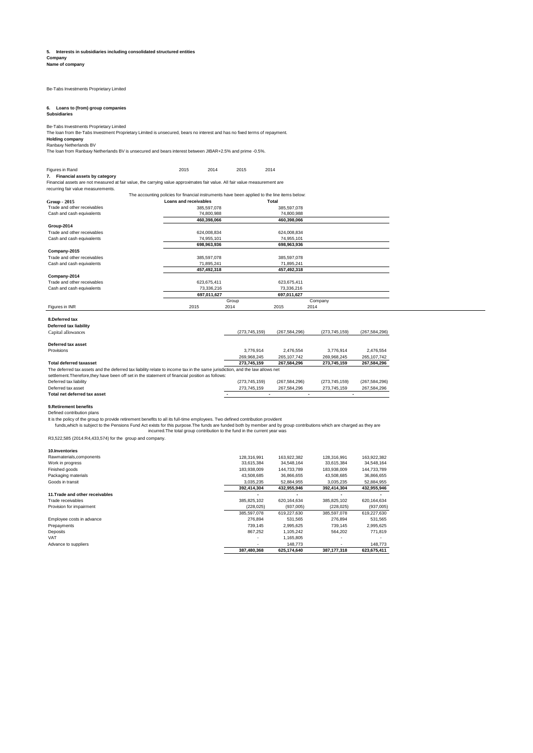**5. Interests in subsidiaries including consolidated structured entities**

**Company**

**Name of company**

Be-Tabs Investments Proprietary Limited

**6. Loans to (from) group companies**

**Subsidiaries**

Be-Tabs Investments Proprietary Limited

The loan from Be-Tabs Investment Proprietary Limited is unsecured, bears no interest and has no fixed terms of repayment.

**Holding company**

Ranbaxy Netherlands BV

The loan from Ranbaxy Netherlands BV is unsecured and bears interest between JIBAR+2.5% and prime -0.5%.

| Figures in Rand | 2015 | 2014 | 2015 | 2014 |
|---|---|---|---|---|

**7. Financial assets by category**

Financial assets are not measured at fair value, the carrying value approximates fair value. All fair value measurement are recurring fair value measurements.

The accounting policies for financial instruments have been applied to the line items below:

| | Loans and receivables | Total |
|---|---|---|
| **Group - 2015** | | |
| Trade and other receivables | 385,597,078 | 385,597,078 |
| Cash and cash equivalents | 74,800,988 | 74,800,988 |
| | **460,398,066** | **460,398,066** |
| **Group-2014** | | |
| Trade and other receivables | 624,008,834 | 624,008,834 |
| Cash and cash equivalents | 74,955,101 | 74,955,101 |
| | **698,963,936** | **698,963,936** |
| **Company-2015** | | |
| Trade and other receivables | 385,597,078 | 385,597,078 |
| Cash and cash equivalents | 71,895,241 | 71,895,241 |
| | **457,492,318** | **457,492,318** |
| **Company-2014** | | |
| Trade and other receivables | 623,675,411 | 623,675,411 |
| Cash and cash equivalents | 73,336,216 | 73,336,216 |
| | **697,011,627** | **697,011,627** |

| | Group | | Company | |
|---|---|---|---|---|
| Figures in INR | 2015 | 2014 | 2015 | 2014 |
| **8.Deferred tax** | | | | |
| **Deferred tax liability** | | | | |
| Capital allowances | (273,745,159) | (267,584,296) | (273,745,159) | (267,584,296) |
| **Deferred tax asset** | | | | |
| Provisions | 3,776,914 | 2,476,554 | 3,776,914 | 2,476,554 |
| | 269,968,245 | 265,107,742 | 269,968,245 | 265,107,742 |
| **Total deferred taxasset** | **273,745,159** | **267,584,296** | **273,745,159** | **267,584,296** |

The deferred tax assets and the deferred tax liability relate to income tax in the same jurisdiction, and the law allows net settlement.Therefore,they have been off set in the statement of financial position as follows:

| | | | | |
|---|---|---|---|---|
| Deferred tax liability | (273,745,159) | (267,584,296) | (273,745,159) | (267,584,296) |
| Deferred tax asset | 273,745,159 | 267,584,296 | 273,745,159 | 267,584,296 |
| **Total net deferred tax asset** | - | - | - | - |

**9.Retirement benefits**

Defined contribution plans

It is the policy of the group to provide retirement benefits to all its full-time employees. Two defined contribution provident funds,which is subject to the Pensions Fund Act exists for this purpose.The funds are funded both by member and by group contributions which are charged as they are incurred.The total group contribution to the fund in the current year was

R3,522,585 (2014:R4,433,574) for the group and company.

| | | | | |
|---|---|---|---|---|
| **10.Inventories** | | | | |
| Rawmaterials,components | 128,316,991 | 163,922,382 | 128,316,991 | 163,922,382 |
| Work in progress | 33,615,384 | 34,548,164 | 33,615,384 | 34,548,164 |
| Finished goods | 183,938,009 | 144,733,789 | 183,938,009 | 144,733,789 |
| Packaging materials | 43,508,685 | 36,866,655 | 43,508,685 | 36,866,655 |
| Goods in transit | 3,035,235 | 52,884,955 | 3,035,235 | 52,884,955 |
| | **392,414,304** | **432,955,946** | **392,414,304** | **432,955,946** |
| **11.Trade and other receivables** | - | - | - | - |
| Trade receivables | 385,825,102 | 620,164,634 | 385,825,102 | 620,164,634 |
| Provision for impairment | (228,025) | (937,005) | (228,025) | (937,005) |
| | 385,597,078 | 619,227,630 | 385,597,078 | 619,227,630 |
| Employee costs in advance | 276,894 | 531,565 | 276,894 | 531,565 |
| Prepayments | 739,145 | 2,995,625 | 739,145 | 2,995,625 |
| Deposits | 867,252 | 1,105,242 | 564,202 | 771,819 |
| VAT | - | 1,165,805 | - | - |
| Advance to suppliers | - | 148,773 | - | 148,773 |
| | **387,480,368** | **625,174,640** | **387,177,318** | **623,675,411** |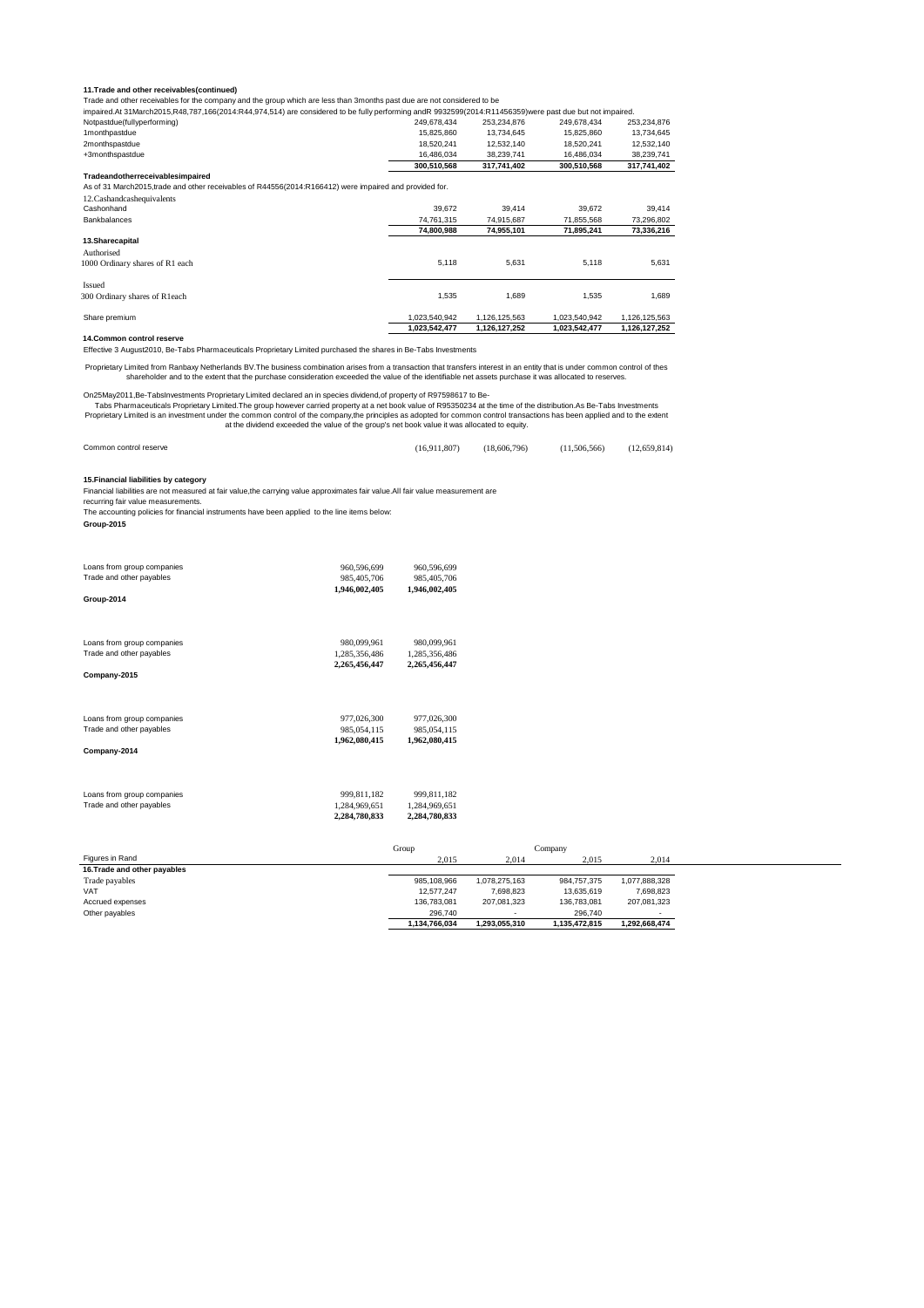**11.Trade and other receivables(continued)**

Trade and other receivables for the company and the group which are less than 3months past due are not considered to be impaired.At 31March2015,R48,787,166(2014:R44,974,514) are considered to be fully performing andR 9932599(2014:R11456359)were past due but not impaired.

| | | | | |
|---|---|---|---|---|
| Notpastdue(fullyperforming) | 249,678,434 | 253,234,876 | 249,678,434 | 253,234,876 |
| 1monthpastdue | 15,825,860 | 13,734,645 | 15,825,860 | 13,734,645 |
| 2monthspastdue | 18,520,241 | 12,532,140 | 18,520,241 | 12,532,140 |
| +3monthspastdue | 16,486,034 | 38,239,741 | 16,486,034 | 38,239,741 |
| | **300,510,568** | **317,741,402** | **300,510,568** | **317,741,402** |

**Tradeandotherreceivablesimpaired**

As of 31 March2015,trade and other receivables of R44556(2014:R166412) were impaired and provided for.

| 12.Cashandcashequivalents | | | | |
|---|---|---|---|---|
| Cashonhand | 39,672 | 39,414 | 39,672 | 39,414 |
| Bankbalances | 74,761,315 | 74,915,687 | 71,855,568 | 73,296,802 |
| | **74,800,988** | **74,955,101** | **71,895,241** | **73,336,216** |

| **13.Sharecapital** | | | | |
|---|---|---|---|---|
| Authorised | | | | |
| 1000 Ordinary shares of R1 each | 5,118 | 5,631 | 5,118 | 5,631 |
| Issued | | | | |
| 300 Ordinary shares of R1each | 1,535 | 1,689 | 1,535 | 1,689 |
| Share premium | 1,023,540,942 | 1,126,125,563 | 1,023,540,942 | 1,126,125,563 |
| | **1,023,542,477** | **1,126,127,252** | **1,023,542,477** | **1,126,127,252** |

**14.Common control reserve**

Effective 3 August2010, Be-Tabs Pharmaceuticals Proprietary Limited purchased the shares in Be-Tabs Investments

Proprietary Limited from Ranbaxy Netherlands BV.The business combination arises from a transaction that transfers interest in an entity that is under common control of thes shareholder and to the extent that the purchase consideration exceeded the value of the identifiable net assets purchase it was allocated to reserves.

On25May2011,Be-TabsInvestments Proprietary Limited declared an in species dividend,of property of R97598617 to Be-Tabs Pharmaceuticals Proprietary Limited.The group however carried property at a net book value of R95350234 at the time of the distribution.As Be-Tabs Investments Proprietary Limited is an investment under the common control of the company,the principles as adopted for common control transactions has been applied and to the extent at the dividend exceeded the value of the group's net book value it was allocated to equity.

| | | | | |
|---|---|---|---|---|
| Common control reserve | (16,911,807) | (18,606,796) | (11,506,566) | (12,659,814) |

**15.Financial liabilities by category**

Financial liabilities are not measured at fair value,the carrying value approximates fair value.All fair value measurement are recurring fair value measurements.

The accounting policies for financial instruments have been applied to the line items below:

**Group-2015**

| | | |
|---|---|---|
| Loans from group companies | 960,596,699 | 960,596,699 |
| Trade and other payables | 985,405,706 | 985,405,706 |
| | **1,946,002,405** | **1,946,002,405** |

**Group-2014**

| | | |
|---|---|---|
| Loans from group companies | 980,099,961 | 980,099,961 |
| Trade and other payables | 1,285,356,486 | 1,285,356,486 |
| | **2,265,456,447** | **2,265,456,447** |

**Company-2015**

| | | |
|---|---|---|
| Loans from group companies | 977,026,300 | 977,026,300 |
| Trade and other payables | 985,054,115 | 985,054,115 |
| | **1,962,080,415** | **1,962,080,415** |

**Company-2014**

| | | |
|---|---|---|
| Loans from group companies | 999,811,182 | 999,811,182 |
| Trade and other payables | 1,284,969,651 | 1,284,969,651 |
| | **2,284,780,833** | **2,284,780,833** |

| | Group | | Company | |
|---|---|---|---|---|
| Figures in Rand | 2,015 | 2,014 | 2,015 | 2,014 |
| **16.Trade and other payables** | | | | |
| Trade payables | 985,108,966 | 1,078,275,163 | 984,757,375 | 1,077,888,328 |
| VAT | 12,577,247 | 7,698,823 | 13,635,619 | 7,698,823 |
| Accrued expenses | 136,783,081 | 207,081,323 | 136,783,081 | 207,081,323 |
| Other payables | 296,740 | - | 296,740 | - |
| | **1,134,766,034** | **1,293,055,310** | **1,135,472,815** | **1,292,668,474** |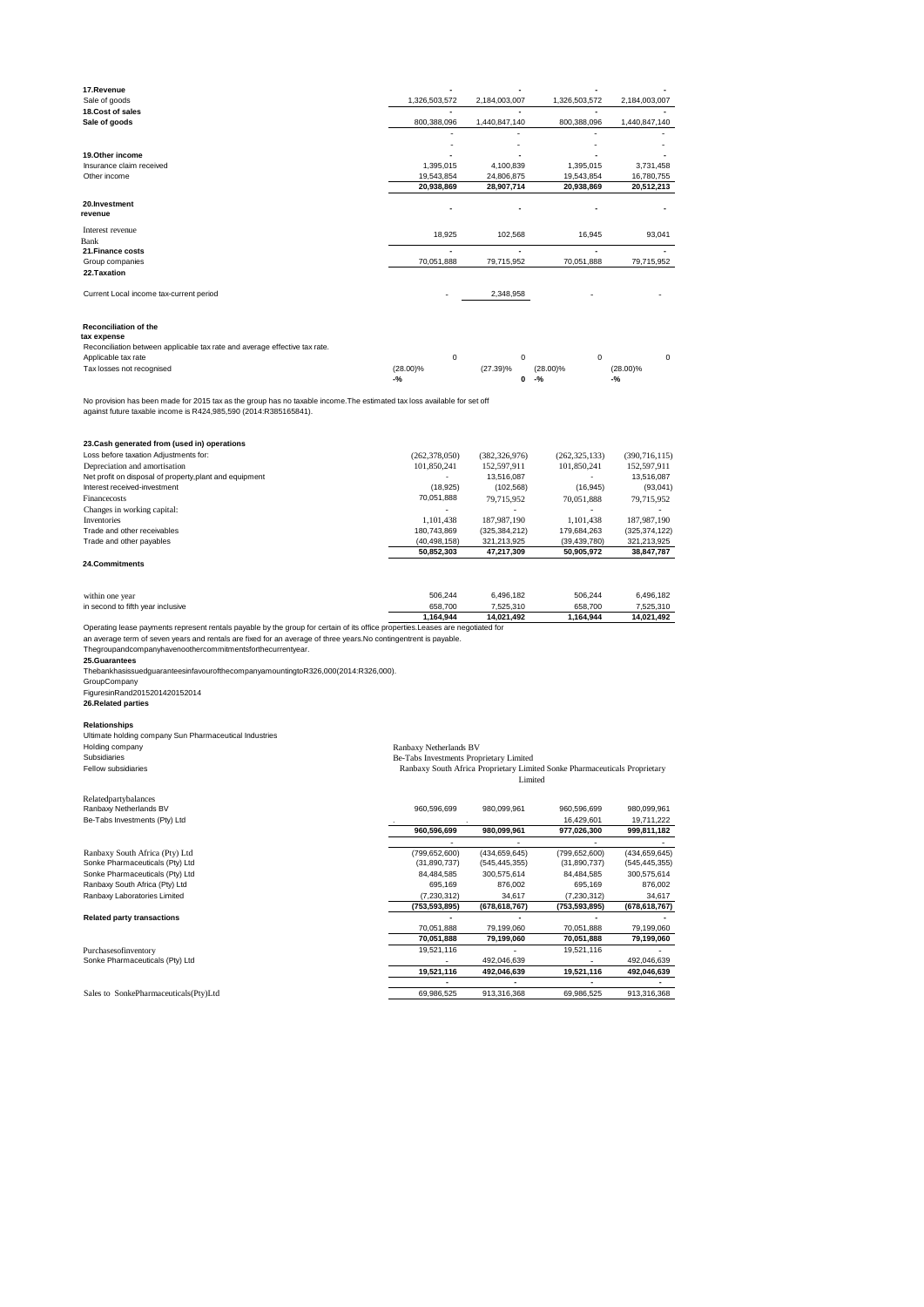| | | | | |
|---|---|---|---|---|
| **17.Revenue** | - | - | - | - |
| Sale of goods | 1,326,503,572 | 2,184,003,007 | 1,326,503,572 | 2,184,003,007 |
| **18.Cost of sales** | - | - | - | - |
| **Sale of goods** | 800,388,096 | 1,440,847,140 | 800,388,096 | 1,440,847,140 |
| | - | - | - | - |
| | - | - | - | - |
| **19.Other income** | - | - | - | - |
| Insurance claim received | 1,395,015 | 4,100,839 | 1,395,015 | 3,731,458 |
| Other income | 19,543,854 | 24,806,875 | 19,543,854 | 16,780,755 |
| | **20,938,869** | **28,907,714** | **20,938,869** | **20,512,213** |
| **20.Investment revenue** | - | - | - | - |
| Interest revenue Bank | 18,925 | 102,568 | 16,945 | 93,041 |
| **21.Finance costs** | - | - | - | - |
| Group companies | 70,051,888 | 79,715,952 | 70,051,888 | 79,715,952 |
| **22.Taxation** | | | | |
| Current Local income tax-current period | - | 2,348,958 | - | - |

**Reconciliation of the tax expense**

Reconciliation between applicable tax rate and average effective tax rate.

| | | | | |
|---|---|---|---|---|
| Applicable tax rate | 0 | 0 | 0 | 0 |
| Tax losses not recognised | (28.00)% | (27.39)% | (28.00)% | (28.00)% |
| | -% | **0** | -% | -% |

No provision has been made for 2015 tax as the group has no taxable income.The estimated tax loss available for set off against future taxable income is R424,985,590 (2014:R385165841).

| **23.Cash generated from (used in) operations** | | | | |
|---|---|---|---|---|
| Loss before taxation Adjustments for: | (262,378,050) | (382,326,976) | (262,325,133) | (390,716,115) |
| Depreciation and amortisation | 101,850,241 | 152,597,911 | 101,850,241 | 152,597,911 |
| Net profit on disposal of property,plant and equipment | - | 13,516,087 | - | 13,516,087 |
| Interest received-investment | (18,925) | (102,568) | (16,945) | (93,041) |
| Financecosts | 70,051,888 | 79,715,952 | 70,051,888 | 79,715,952 |
| Changes in working capital: | - | - | - | - |
| Inventories | 1,101,438 | 187,987,190 | 1,101,438 | 187,987,190 |
| Trade and other receivables | 180,743,869 | (325,384,212) | 179,684,263 | (325,374,122) |
| Trade and other payables | (40,498,158) | 321,213,925 | (39,439,780) | 321,213,925 |
| | **50,852,303** | **47,217,309** | **50,905,972** | **38,847,787** |

**24.Commitments**

| | | | | |
|---|---|---|---|---|
| within one year | 506,244 | 6,496,182 | 506,244 | 6,496,182 |
| in second to fifth year inclusive | 658,700 | 7,525,310 | 658,700 | 7,525,310 |
| | **1,164,944** | **14,021,492** | **1,164,944** | **14,021,492** |

Operating lease payments represent rentals payable by the group for certain of its office properties.Leases are negotiated for an average term of seven years and rentals are fixed for an average of three years.No contingentrent is payable.

Thegroupandcompanyhavenoothercommitmentsforthecurrentyear.

**25.Guarantees**

Thebankhasissuedguaranteesinfavourofthecompanyamountingto R326,000(2014:R326,000).

GroupCompany

FiguresinRand2015201420152014

**26.Related parties**

**Relationships**

Ultimate holding company Sun Pharmaceutical Industries

| | |
|---|---|
| Holding company | Ranbaxy Netherlands BV |
| Subsidiaries | Be-Tabs Investments Proprietary Limited |
| Fellow subsidiaries | Ranbaxy South Africa Proprietary Limited Sonke Pharmaceuticals Proprietary Limited |

| Relatedpartybalances | | | | |
|---|---|---|---|---|
| Ranbaxy Netherlands BV | 960,596,699 | 980,099,961 | 960,596,699 | 980,099,961 |
| Be-Tabs Investments (Pty) Ltd | . | . | 16,429,601 | 19,711,222 |
| | **960,596,699** | **980,099,961** | **977,026,300** | **999,811,182** |
| | - | - | - | - |
| Ranbaxy South Africa (Pty) Ltd | (799,652,600) | (434,659,645) | (799,652,600) | (434,659,645) |
| Sonke Pharmaceuticals (Pty) Ltd | (31,890,737) | (545,445,355) | (31,890,737) | (545,445,355) |
| Sonke Pharmaceuticals (Pty) Ltd | 84,484,585 | 300,575,614 | 84,484,585 | 300,575,614 |
| Ranbaxy South Africa (Pty) Ltd | 695,169 | 876,002 | 695,169 | 876,002 |
| Ranbaxy Laboratories Limited | (7,230,312) | 34,617 | (7,230,312) | 34,617 |
| | **(753,593,895)** | **(678,618,767)** | **(753,593,895)** | **(678,618,767)** |
| **Related party transactions** | - | - | - | - |
| | 70,051,888 | 79,199,060 | 70,051,888 | 79,199,060 |
| | **70,051,888** | **79,199,060** | **70,051,888** | **79,199,060** |
| Purchasesofinventory | 19,521,116 | - | 19,521,116 | - |
| Sonke Pharmaceuticals (Pty) Ltd | - | 492,046,639 | - | 492,046,639 |
| | **19,521,116** | **492,046,639** | **19,521,116** | **492,046,639** |
| | - | - | - | - |
| Sales to SonkePharmaceuticals(Pty)Ltd | 69,986,525 | 913,316,368 | 69,986,525 | 913,316,368 |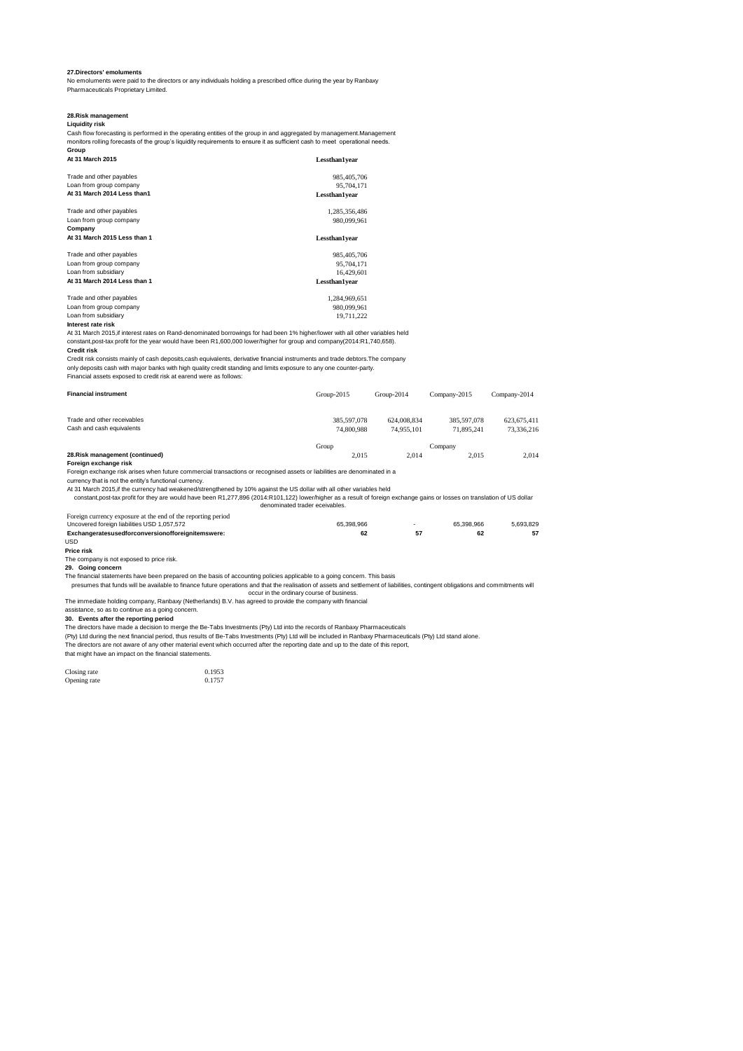## 27.Directors' emoluments

No emoluments were paid to the directors or any individuals holding a prescribed office during the year by Ranbaxy Pharmaceuticals Proprietary Limited.

## 28.Risk management

### Liquidity risk

Cash flow forecasting is performed in the operating entities of the group in and aggregated by management.Management monitors rolling forecasts of the group's liquidity requirements to ensure it as sufficient cash to meet operational needs.

**Group**

| At 31 March 2015 | Lessthan1year |
|---|---|
| Trade and other payables | 985,405,706 |
| Loan from group company | 95,704,171 |
| **At 31 March 2014 Less than1** | **Lessthan1year** |
| Trade and other payables | 1,285,356,486 |
| Loan from group company | 980,099,961 |

**Company**

| At 31 March 2015 Less than 1 | Lessthan1year |
|---|---|
| Trade and other payables | 985,405,706 |
| Loan from group company | 95,704,171 |
| Loan from subsidiary | 16,429,601 |
| **At 31 March 2014 Less than 1** | **Lessthan1year** |
| Trade and other payables | 1,284,969,651 |
| Loan from group company | 980,099,961 |
| Loan from subsidiary | 19,711,222 |

### Interest rate risk

At 31 March 2015,if interest rates on Rand-denominated borrowings for had been 1% higher/lower with all other variables held constant,post-tax profit for the year would have been R1,600,000 lower/higher for group and company(2014:R1,740,658).

### Credit risk

Credit risk consists mainly of cash deposits,cash equivalents, derivative financial instruments and trade debtors.The company only deposits cash with major banks with high quality credit standing and limits exposure to any one counter-party.
Financial assets exposed to credit risk at earend were as follows:

| Financial instrument | Group-2015 | Group-2014 | Company-2015 | Company-2014 |
|---|---|---|---|---|
| Trade and other receivables | 385,597,078 | 624,008,834 | 385,597,078 | 623,675,411 |
| Cash and cash equivalents | 74,800,988 | 74,955,101 | 71,895,241 | 73,336,216 |

## 28.Risk management (continued)

| | Group | | Company | |
|---|---|---|---|---|
| | 2,015 | 2,014 | 2,015 | 2,014 |

### Foreign exchange risk

Foreign exchange risk arises when future commercial transactions or recognised assets or liabilities are denominated in a currency that is not the entity's functional currency.

At 31 March 2015,if the currency had weakened/strengthened by 10% against the US dollar with all other variables held constant,post-tax profit for they are would have been R1,277,896 (2014:R101,122) lower/higher as a result of foreign exchange gains or losses on translation of US dollar denominated trader eceivables.

| Foreign currency exposure at the end of the reporting period | | | | |
|---|---|---|---|---|
| Uncovered foreign liabilities USD 1,057,572 | 65,398,966 | - | 65,398,966 | 5,693,829 |
| **Exchangeratesusedforconversionofforeignitemswere:** | **62** | **57** | **62** | **57** |

USD

### Price risk

The company is not exposed to price risk.

## 29. Going concern

The financial statements have been prepared on the basis of accounting policies applicable to a going concern. This basis presumes that funds will be available to finance future operations and that the realisation of assets and settlement of liabilities, contingent obligations and commitments will occur in the ordinary course of business.

The immediate holding company, Ranbaxy (Netherlands) B.V. has agreed to provide the company with financial assistance, so as to continue as a going concern.

## 30. Events after the reporting period

The directors have made a decision to merge the Be-Tabs Investments (Pty) Ltd into the records of Ranbaxy Pharmaceuticals (Pty) Ltd during the next financial period, thus results of Be-Tabs Investments (Pty) Ltd will be included in Ranbaxy Pharmaceuticals (Pty) Ltd stand alone.

The directors are not aware of any other material event which occurred after the reporting date and up to the date of this report, that might have an impact on the financial statements.

| | |
|---|---|
| Closing rate | 0.1953 |
| Opening rate | 0.1757 |